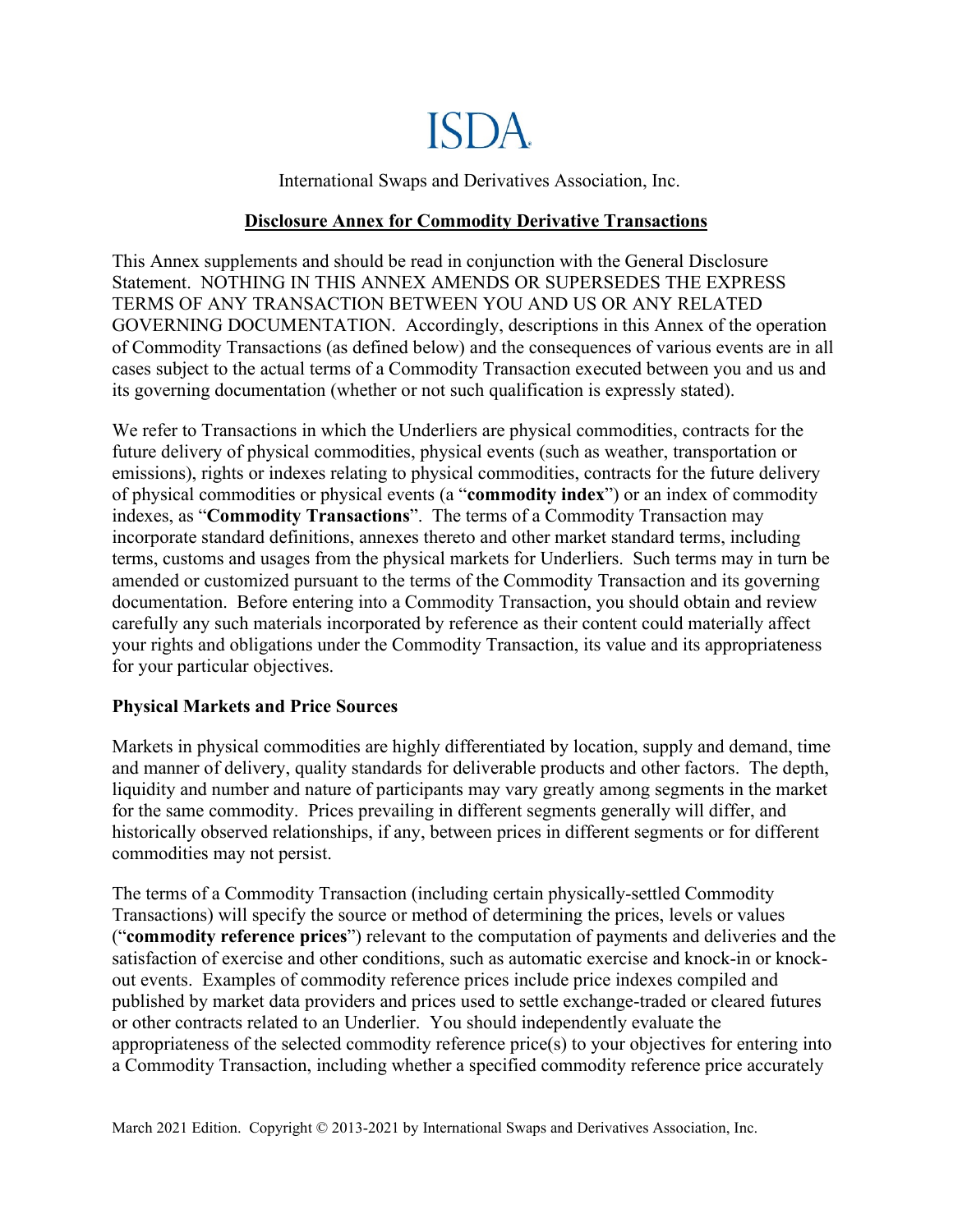# ISDA

International Swaps and Derivatives Association, Inc.

## Disclosure Annex for Commodity Derivative Transactions

This Annex supplements and should be read in conjunction with the General Disclosure Statement. NOTHING IN THIS ANNEX AMENDS OR SUPERSEDES THE EXPRESS TERMS OF ANY TRANSACTION BETWEEN YOU AND US OR ANY RELATED GOVERNING DOCUMENTATION. Accordingly, descriptions in this Annex of the operation of Commodity Transactions (as defined below) and the consequences of various events are in all cases subject to the actual terms of a Commodity Transaction executed between you and us and its governing documentation (whether or not such qualification is expressly stated).

We refer to Transactions in which the Underliers are physical commodities, contracts for the future delivery of physical commodities, physical events (such as weather, transportation or emissions), rights or indexes relating to physical commodities, contracts for the future delivery of physical commodities or physical events (a "**commodity index**") or an index of commodity indexes, as "**Commodity Transactions**". The terms of a Commodity Transaction may incorporate standard definitions, annexes thereto and other market standard terms, including terms, customs and usages from the physical markets for Underliers. Such terms may in turn be amended or customized pursuant to the terms of the Commodity Transaction and its governing documentation. Before entering into a Commodity Transaction, you should obtain and review carefully any such materials incorporated by reference as their content could materially affect your rights and obligations under the Commodity Transaction, its value and its appropriateness for your particular objectives.

### Physical Markets and Price Sources

Markets in physical commodities are highly differentiated by location, supply and demand, time and manner of delivery, quality standards for deliverable products and other factors. The depth, liquidity and number and nature of participants may vary greatly among segments in the market for the same commodity. Prices prevailing in different segments generally will differ, and historically observed relationships, if any, between prices in different segments or for different commodities may not persist.

The terms of a Commodity Transaction (including certain physically-settled Commodity Transactions) will specify the source or method of determining the prices, levels or values ("**commodity reference prices**") relevant to the computation of payments and deliveries and the satisfaction of exercise and other conditions, such as automatic exercise and knock-in or knock-out events. Examples of commodity reference prices include price indexes compiled and published by market data providers and prices used to settle exchange-traded or cleared futures or other contracts related to an Underlier. You should independently evaluate the appropriateness of the selected commodity reference price(s) to your objectives for entering into a Commodity Transaction, including whether a specified commodity reference price accurately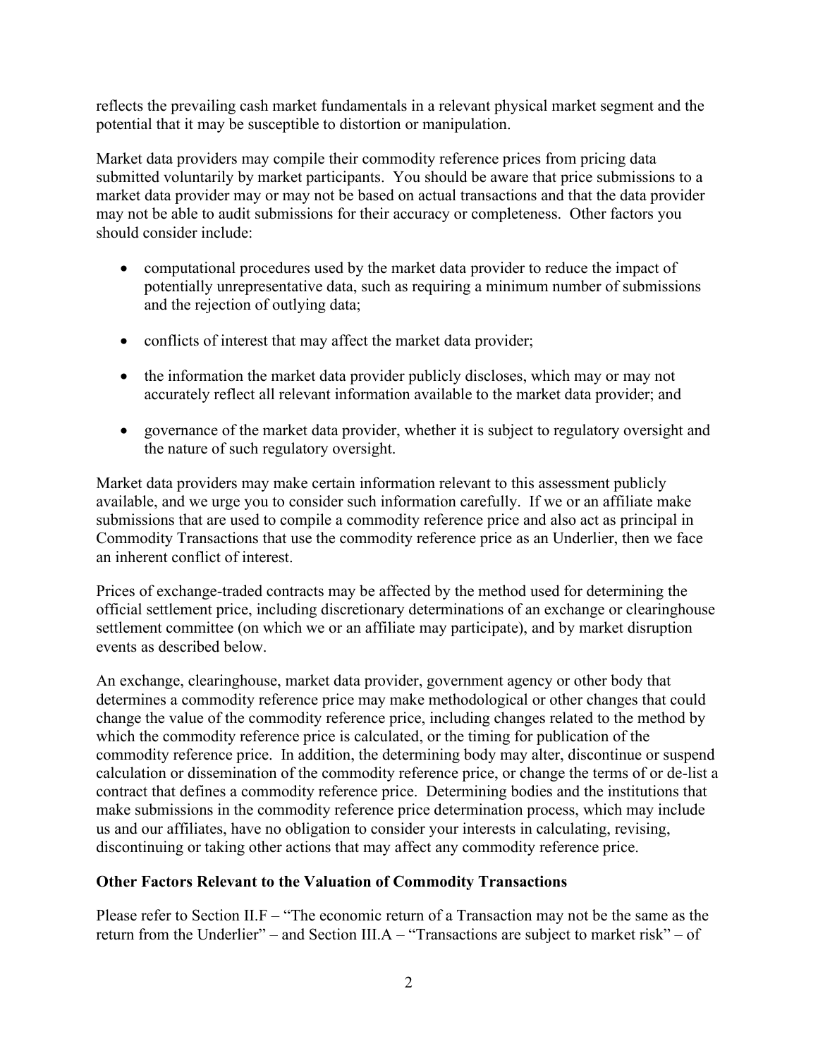reflects the prevailing cash market fundamentals in a relevant physical market segment and the potential that it may be susceptible to distortion or manipulation.

Market data providers may compile their commodity reference prices from pricing data submitted voluntarily by market participants. You should be aware that price submissions to a market data provider may or may not be based on actual transactions and that the data provider may not be able to audit submissions for their accuracy or completeness. Other factors you should consider include:

- computational procedures used by the market data provider to reduce the impact of potentially unrepresentative data, such as requiring a minimum number of submissions and the rejection of outlying data;
- conflicts of interest that may affect the market data provider;
- the information the market data provider publicly discloses, which may or may not accurately reflect all relevant information available to the market data provider; and
- governance of the market data provider, whether it is subject to regulatory oversight and the nature of such regulatory oversight.

Market data providers may make certain information relevant to this assessment publicly available, and we urge you to consider such information carefully. If we or an affiliate make submissions that are used to compile a commodity reference price and also act as principal in Commodity Transactions that use the commodity reference price as an Underlier, then we face an inherent conflict of interest.

Prices of exchange-traded contracts may be affected by the method used for determining the official settlement price, including discretionary determinations of an exchange or clearinghouse settlement committee (on which we or an affiliate may participate), and by market disruption events as described below.

An exchange, clearinghouse, market data provider, government agency or other body that determines a commodity reference price may make methodological or other changes that could change the value of the commodity reference price, including changes related to the method by which the commodity reference price is calculated, or the timing for publication of the commodity reference price. In addition, the determining body may alter, discontinue or suspend calculation or dissemination of the commodity reference price, or change the terms of or de-list a contract that defines a commodity reference price. Determining bodies and the institutions that make submissions in the commodity reference price determination process, which may include us and our affiliates, have no obligation to consider your interests in calculating, revising, discontinuing or taking other actions that may affect any commodity reference price.

**Other Factors Relevant to the Valuation of Commodity Transactions**

Please refer to Section II.F – "The economic return of a Transaction may not be the same as the return from the Underlier" – and Section III.A – "Transactions are subject to market risk" – of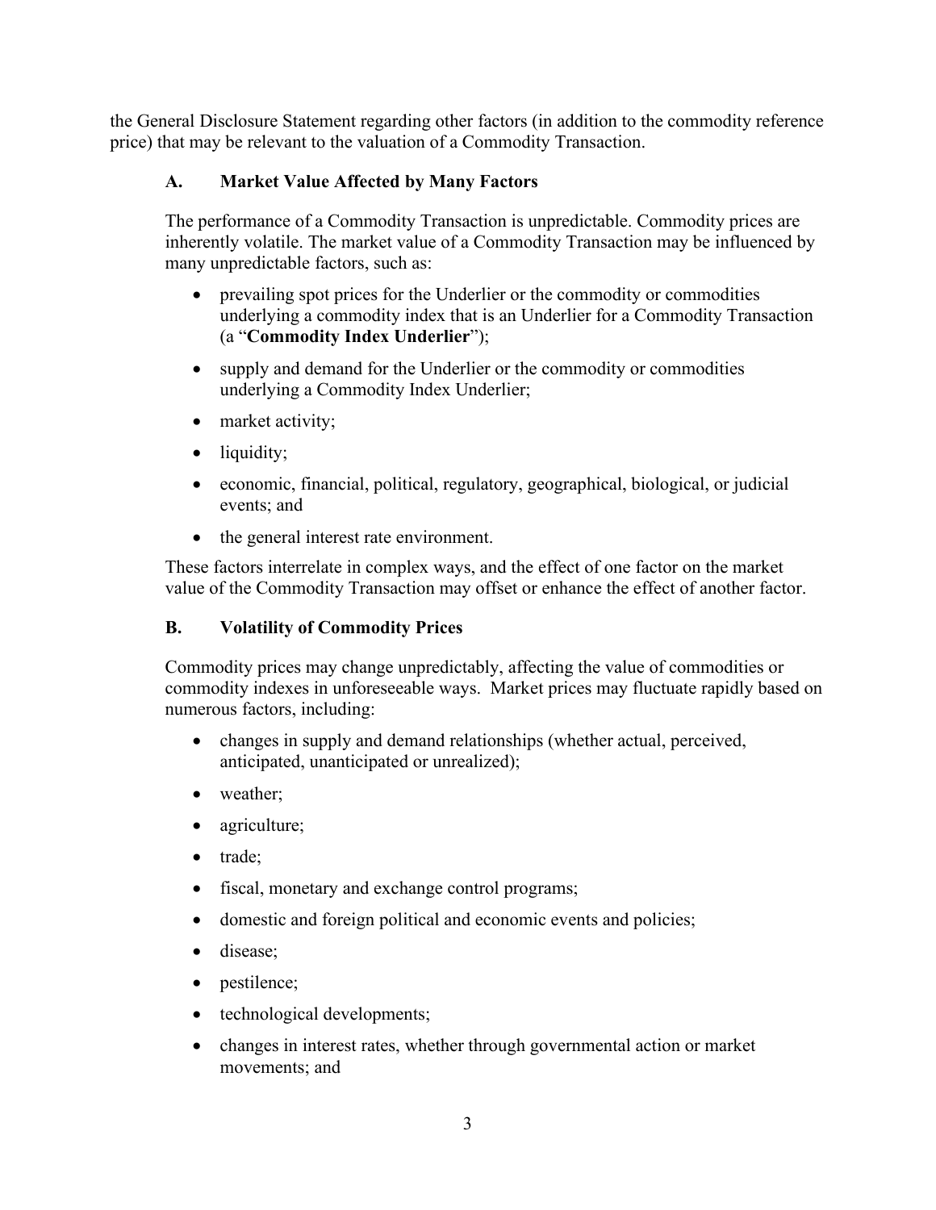the General Disclosure Statement regarding other factors (in addition to the commodity reference price) that may be relevant to the valuation of a Commodity Transaction.

### A. Market Value Affected by Many Factors

The performance of a Commodity Transaction is unpredictable. Commodity prices are inherently volatile. The market value of a Commodity Transaction may be influenced by many unpredictable factors, such as:

- prevailing spot prices for the Underlier or the commodity or commodities underlying a commodity index that is an Underlier for a Commodity Transaction (a "**Commodity Index Underlier**");
- supply and demand for the Underlier or the commodity or commodities underlying a Commodity Index Underlier;
- market activity;
- liquidity;
- economic, financial, political, regulatory, geographical, biological, or judicial events; and
- the general interest rate environment.

These factors interrelate in complex ways, and the effect of one factor on the market value of the Commodity Transaction may offset or enhance the effect of another factor.

### B. Volatility of Commodity Prices

Commodity prices may change unpredictably, affecting the value of commodities or commodity indexes in unforeseeable ways. Market prices may fluctuate rapidly based on numerous factors, including:

- changes in supply and demand relationships (whether actual, perceived, anticipated, unanticipated or unrealized);
- weather;
- agriculture;
- trade;
- fiscal, monetary and exchange control programs;
- domestic and foreign political and economic events and policies;
- disease;
- pestilence;
- technological developments;
- changes in interest rates, whether through governmental action or market movements; and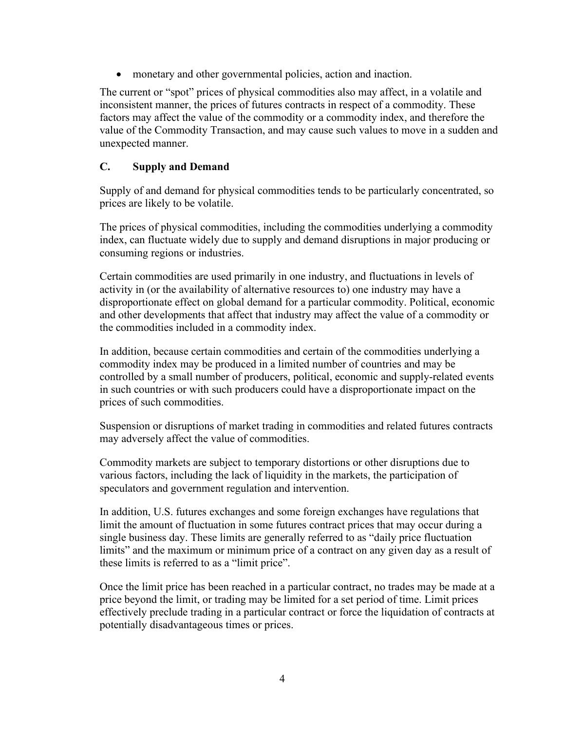- monetary and other governmental policies, action and inaction.

The current or "spot" prices of physical commodities also may affect, in a volatile and inconsistent manner, the prices of futures contracts in respect of a commodity. These factors may affect the value of the commodity or a commodity index, and therefore the value of the Commodity Transaction, and may cause such values to move in a sudden and unexpected manner.

## C. Supply and Demand

Supply of and demand for physical commodities tends to be particularly concentrated, so prices are likely to be volatile.

The prices of physical commodities, including the commodities underlying a commodity index, can fluctuate widely due to supply and demand disruptions in major producing or consuming regions or industries.

Certain commodities are used primarily in one industry, and fluctuations in levels of activity in (or the availability of alternative resources to) one industry may have a disproportionate effect on global demand for a particular commodity. Political, economic and other developments that affect that industry may affect the value of a commodity or the commodities included in a commodity index.

In addition, because certain commodities and certain of the commodities underlying a commodity index may be produced in a limited number of countries and may be controlled by a small number of producers, political, economic and supply-related events in such countries or with such producers could have a disproportionate impact on the prices of such commodities.

Suspension or disruptions of market trading in commodities and related futures contracts may adversely affect the value of commodities.

Commodity markets are subject to temporary distortions or other disruptions due to various factors, including the lack of liquidity in the markets, the participation of speculators and government regulation and intervention.

In addition, U.S. futures exchanges and some foreign exchanges have regulations that limit the amount of fluctuation in some futures contract prices that may occur during a single business day. These limits are generally referred to as "daily price fluctuation limits" and the maximum or minimum price of a contract on any given day as a result of these limits is referred to as a "limit price".

Once the limit price has been reached in a particular contract, no trades may be made at a price beyond the limit, or trading may be limited for a set period of time. Limit prices effectively preclude trading in a particular contract or force the liquidation of contracts at potentially disadvantageous times or prices.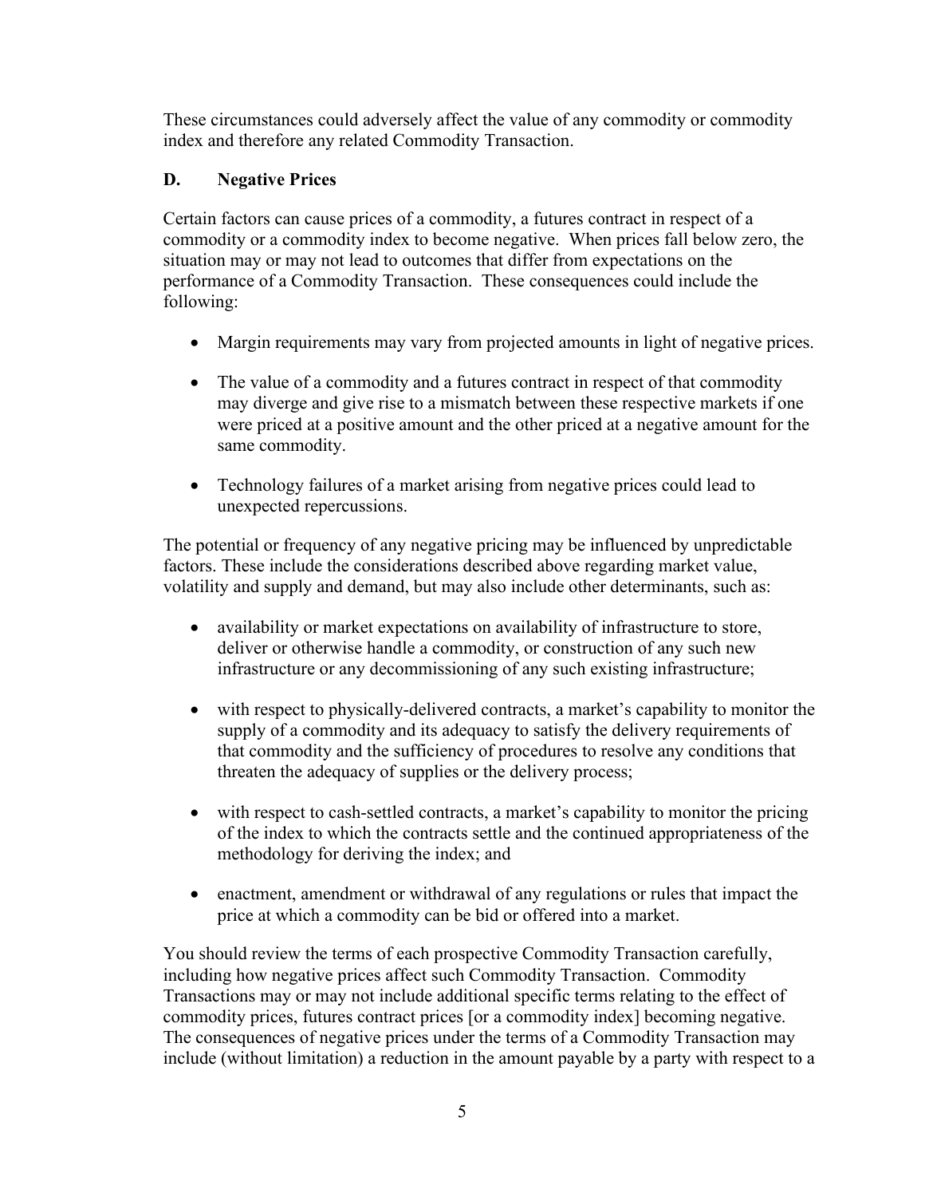These circumstances could adversely affect the value of any commodity or commodity index and therefore any related Commodity Transaction.

## D. Negative Prices

Certain factors can cause prices of a commodity, a futures contract in respect of a commodity or a commodity index to become negative. When prices fall below zero, the situation may or may not lead to outcomes that differ from expectations on the performance of a Commodity Transaction. These consequences could include the following:

- Margin requirements may vary from projected amounts in light of negative prices.
- The value of a commodity and a futures contract in respect of that commodity may diverge and give rise to a mismatch between these respective markets if one were priced at a positive amount and the other priced at a negative amount for the same commodity.
- Technology failures of a market arising from negative prices could lead to unexpected repercussions.

The potential or frequency of any negative pricing may be influenced by unpredictable factors. These include the considerations described above regarding market value, volatility and supply and demand, but may also include other determinants, such as:

- availability or market expectations on availability of infrastructure to store, deliver or otherwise handle a commodity, or construction of any such new infrastructure or any decommissioning of any such existing infrastructure;
- with respect to physically-delivered contracts, a market's capability to monitor the supply of a commodity and its adequacy to satisfy the delivery requirements of that commodity and the sufficiency of procedures to resolve any conditions that threaten the adequacy of supplies or the delivery process;
- with respect to cash-settled contracts, a market's capability to monitor the pricing of the index to which the contracts settle and the continued appropriateness of the methodology for deriving the index; and
- enactment, amendment or withdrawal of any regulations or rules that impact the price at which a commodity can be bid or offered into a market.

You should review the terms of each prospective Commodity Transaction carefully, including how negative prices affect such Commodity Transaction. Commodity Transactions may or may not include additional specific terms relating to the effect of commodity prices, futures contract prices [or a commodity index] becoming negative. The consequences of negative prices under the terms of a Commodity Transaction may include (without limitation) a reduction in the amount payable by a party with respect to a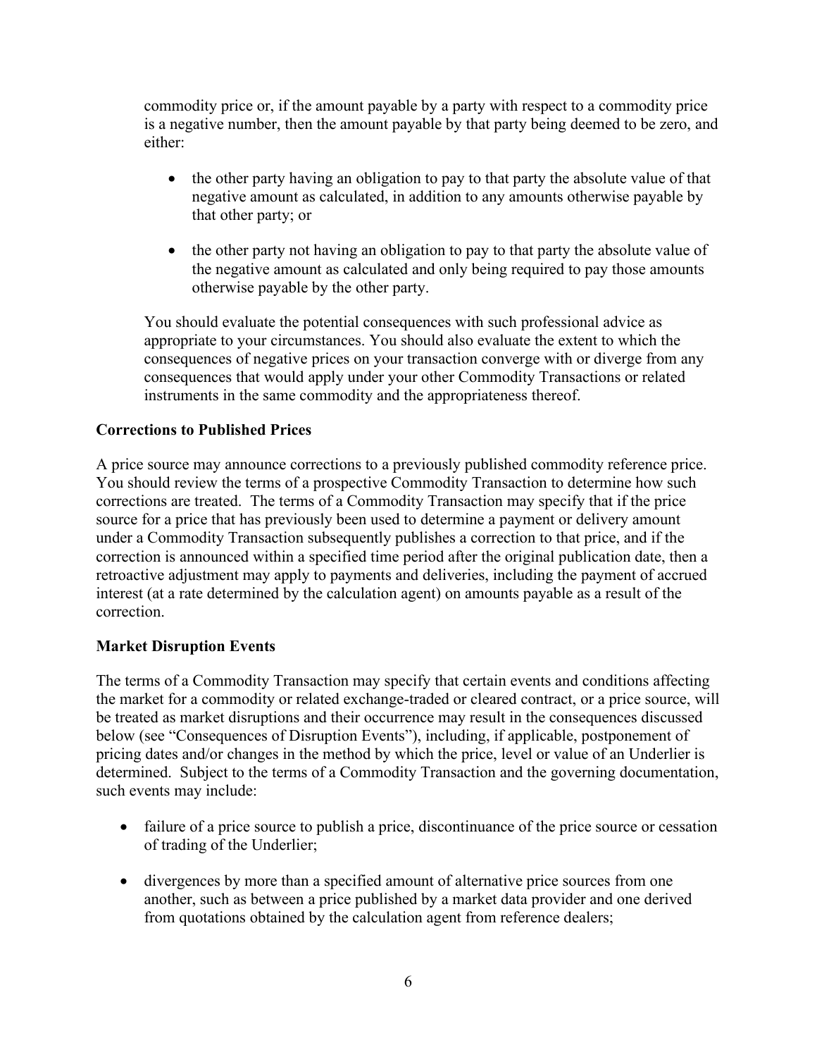commodity price or, if the amount payable by a party with respect to a commodity price is a negative number, then the amount payable by that party being deemed to be zero, and either:

- the other party having an obligation to pay to that party the absolute value of that negative amount as calculated, in addition to any amounts otherwise payable by that other party; or
- the other party not having an obligation to pay to that party the absolute value of the negative amount as calculated and only being required to pay those amounts otherwise payable by the other party.

You should evaluate the potential consequences with such professional advice as appropriate to your circumstances. You should also evaluate the extent to which the consequences of negative prices on your transaction converge with or diverge from any consequences that would apply under your other Commodity Transactions or related instruments in the same commodity and the appropriateness thereof.

**Corrections to Published Prices**

A price source may announce corrections to a previously published commodity reference price. You should review the terms of a prospective Commodity Transaction to determine how such corrections are treated. The terms of a Commodity Transaction may specify that if the price source for a price that has previously been used to determine a payment or delivery amount under a Commodity Transaction subsequently publishes a correction to that price, and if the correction is announced within a specified time period after the original publication date, then a retroactive adjustment may apply to payments and deliveries, including the payment of accrued interest (at a rate determined by the calculation agent) on amounts payable as a result of the correction.

**Market Disruption Events**

The terms of a Commodity Transaction may specify that certain events and conditions affecting the market for a commodity or related exchange-traded or cleared contract, or a price source, will be treated as market disruptions and their occurrence may result in the consequences discussed below (see "Consequences of Disruption Events"), including, if applicable, postponement of pricing dates and/or changes in the method by which the price, level or value of an Underlier is determined. Subject to the terms of a Commodity Transaction and the governing documentation, such events may include:

- failure of a price source to publish a price, discontinuance of the price source or cessation of trading of the Underlier;
- divergences by more than a specified amount of alternative price sources from one another, such as between a price published by a market data provider and one derived from quotations obtained by the calculation agent from reference dealers;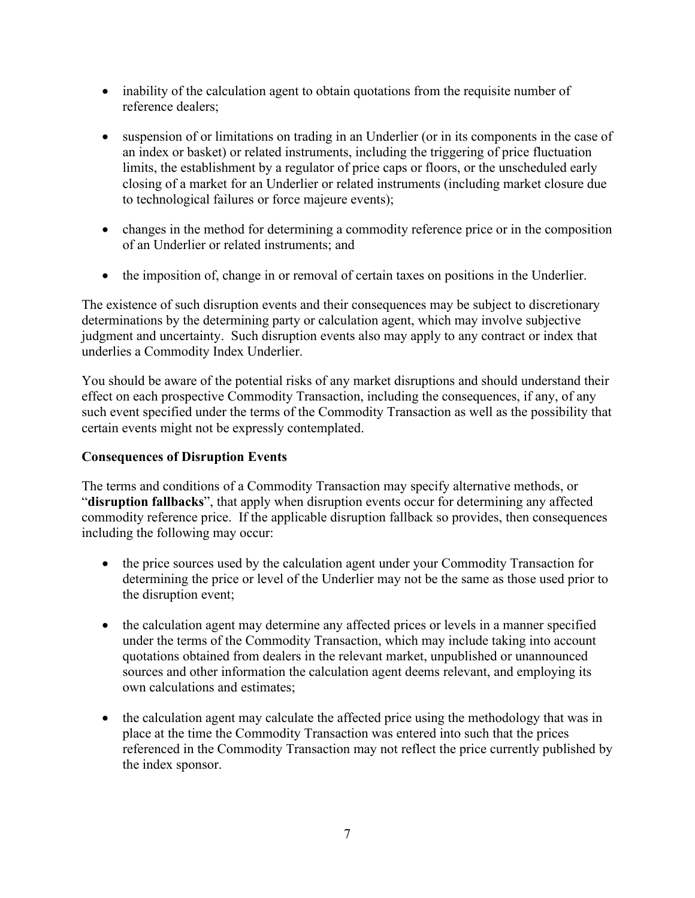- inability of the calculation agent to obtain quotations from the requisite number of reference dealers;

- suspension of or limitations on trading in an Underlier (or in its components in the case of an index or basket) or related instruments, including the triggering of price fluctuation limits, the establishment by a regulator of price caps or floors, or the unscheduled early closing of a market for an Underlier or related instruments (including market closure due to technological failures or force majeure events);

- changes in the method for determining a commodity reference price or in the composition of an Underlier or related instruments; and

- the imposition of, change in or removal of certain taxes on positions in the Underlier.

The existence of such disruption events and their consequences may be subject to discretionary determinations by the determining party or calculation agent, which may involve subjective judgment and uncertainty. Such disruption events also may apply to any contract or index that underlies a Commodity Index Underlier.

You should be aware of the potential risks of any market disruptions and should understand their effect on each prospective Commodity Transaction, including the consequences, if any, of any such event specified under the terms of the Commodity Transaction as well as the possibility that certain events might not be expressly contemplated.

**Consequences of Disruption Events**

The terms and conditions of a Commodity Transaction may specify alternative methods, or "**disruption fallbacks**", that apply when disruption events occur for determining any affected commodity reference price. If the applicable disruption fallback so provides, then consequences including the following may occur:

- the price sources used by the calculation agent under your Commodity Transaction for determining the price or level of the Underlier may not be the same as those used prior to the disruption event;

- the calculation agent may determine any affected prices or levels in a manner specified under the terms of the Commodity Transaction, which may include taking into account quotations obtained from dealers in the relevant market, unpublished or unannounced sources and other information the calculation agent deems relevant, and employing its own calculations and estimates;

- the calculation agent may calculate the affected price using the methodology that was in place at the time the Commodity Transaction was entered into such that the prices referenced in the Commodity Transaction may not reflect the price currently published by the index sponsor.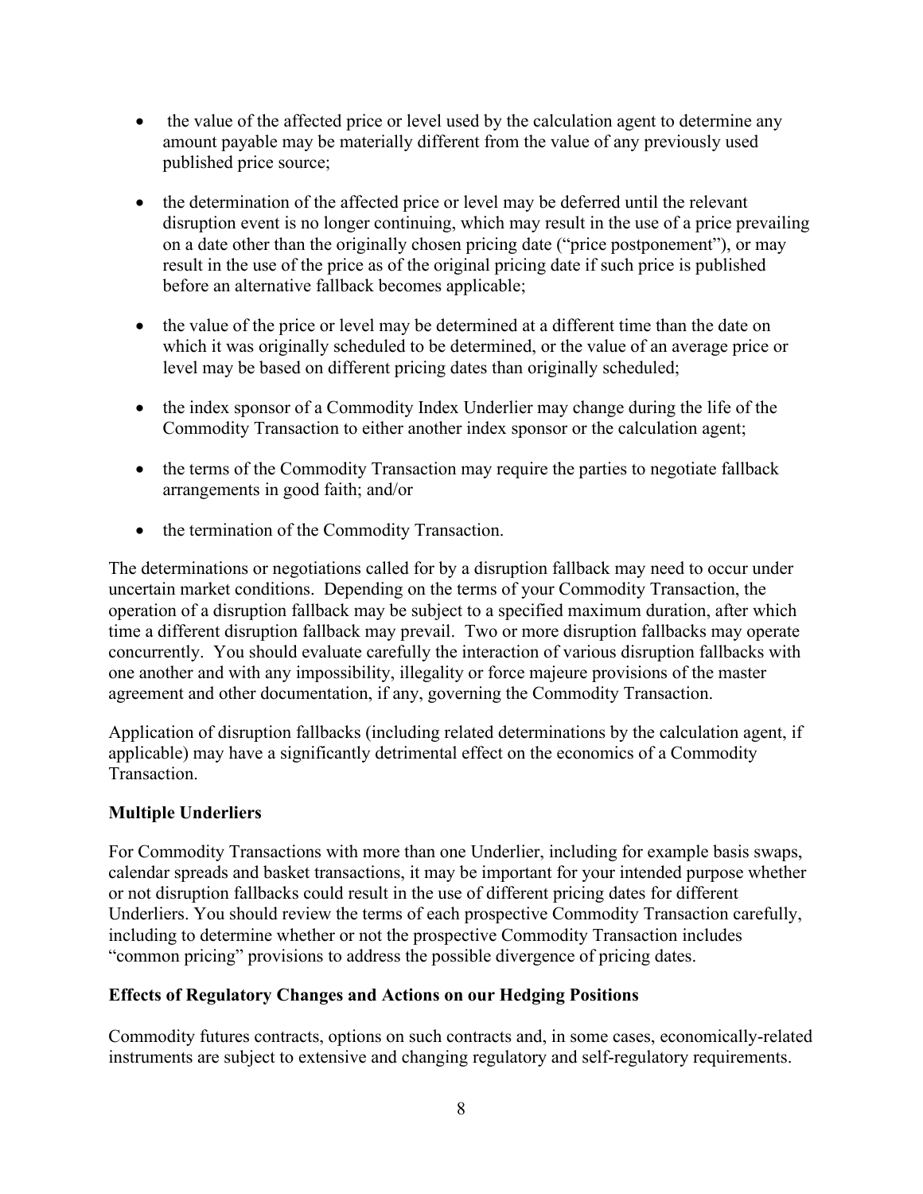- the value of the affected price or level used by the calculation agent to determine any amount payable may be materially different from the value of any previously used published price source;
- the determination of the affected price or level may be deferred until the relevant disruption event is no longer continuing, which may result in the use of a price prevailing on a date other than the originally chosen pricing date ("price postponement"), or may result in the use of the price as of the original pricing date if such price is published before an alternative fallback becomes applicable;
- the value of the price or level may be determined at a different time than the date on which it was originally scheduled to be determined, or the value of an average price or level may be based on different pricing dates than originally scheduled;
- the index sponsor of a Commodity Index Underlier may change during the life of the Commodity Transaction to either another index sponsor or the calculation agent;
- the terms of the Commodity Transaction may require the parties to negotiate fallback arrangements in good faith; and/or
- the termination of the Commodity Transaction.

The determinations or negotiations called for by a disruption fallback may need to occur under uncertain market conditions. Depending on the terms of your Commodity Transaction, the operation of a disruption fallback may be subject to a specified maximum duration, after which time a different disruption fallback may prevail. Two or more disruption fallbacks may operate concurrently. You should evaluate carefully the interaction of various disruption fallbacks with one another and with any impossibility, illegality or force majeure provisions of the master agreement and other documentation, if any, governing the Commodity Transaction.

Application of disruption fallbacks (including related determinations by the calculation agent, if applicable) may have a significantly detrimental effect on the economics of a Commodity Transaction.

**Multiple Underliers**

For Commodity Transactions with more than one Underlier, including for example basis swaps, calendar spreads and basket transactions, it may be important for your intended purpose whether or not disruption fallbacks could result in the use of different pricing dates for different Underliers. You should review the terms of each prospective Commodity Transaction carefully, including to determine whether or not the prospective Commodity Transaction includes "common pricing" provisions to address the possible divergence of pricing dates.

**Effects of Regulatory Changes and Actions on our Hedging Positions**

Commodity futures contracts, options on such contracts and, in some cases, economically-related instruments are subject to extensive and changing regulatory and self-regulatory requirements.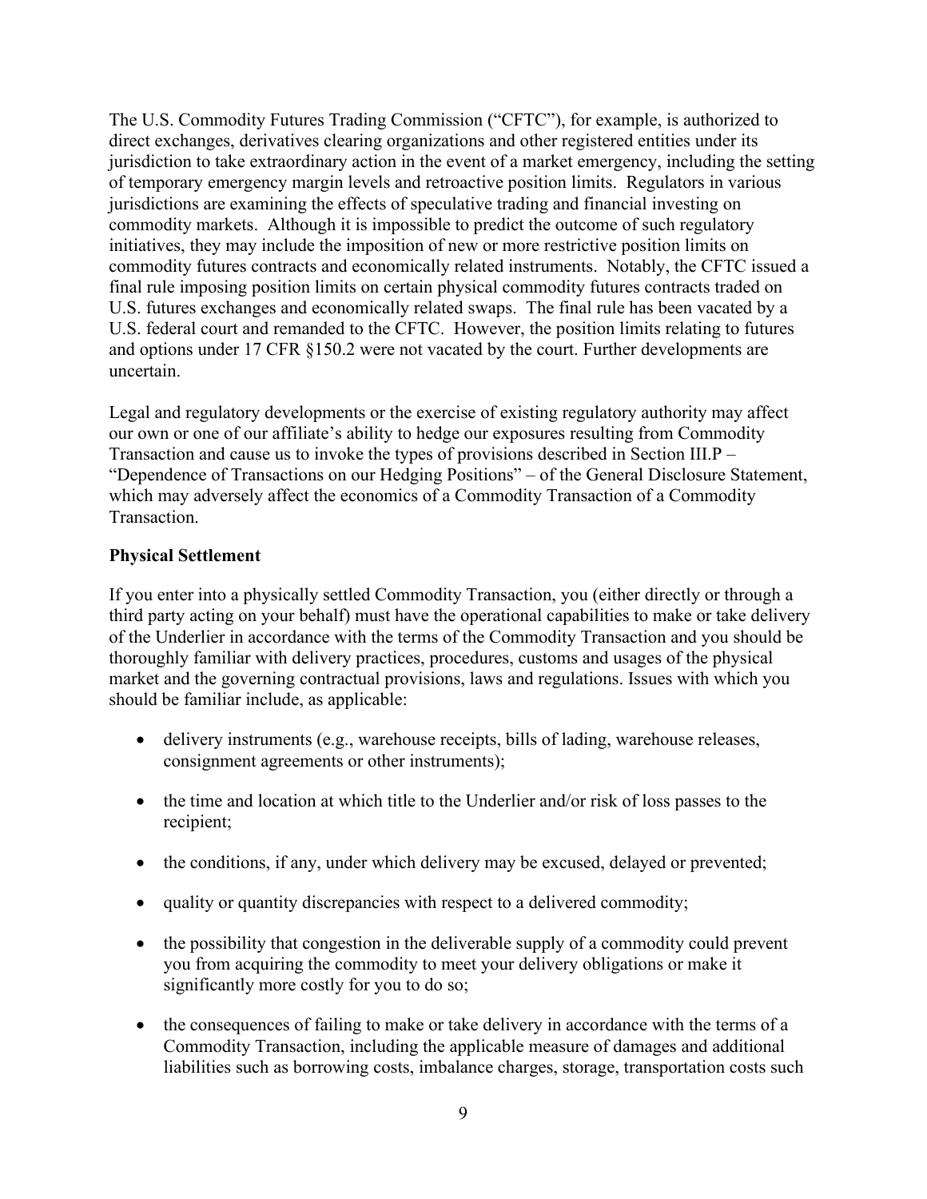The U.S. Commodity Futures Trading Commission ("CFTC"), for example, is authorized to direct exchanges, derivatives clearing organizations and other registered entities under its jurisdiction to take extraordinary action in the event of a market emergency, including the setting of temporary emergency margin levels and retroactive position limits. Regulators in various jurisdictions are examining the effects of speculative trading and financial investing on commodity markets. Although it is impossible to predict the outcome of such regulatory initiatives, they may include the imposition of new or more restrictive position limits on commodity futures contracts and economically related instruments. Notably, the CFTC issued a final rule imposing position limits on certain physical commodity futures contracts traded on U.S. futures exchanges and economically related swaps. The final rule has been vacated by a U.S. federal court and remanded to the CFTC. However, the position limits relating to futures and options under 17 CFR §150.2 were not vacated by the court. Further developments are uncertain.

Legal and regulatory developments or the exercise of existing regulatory authority may affect our own or one of our affiliate's ability to hedge our exposures resulting from Commodity Transaction and cause us to invoke the types of provisions described in Section III.P – "Dependence of Transactions on our Hedging Positions" – of the General Disclosure Statement, which may adversely affect the economics of a Commodity Transaction of a Commodity Transaction.

**Physical Settlement**

If you enter into a physically settled Commodity Transaction, you (either directly or through a third party acting on your behalf) must have the operational capabilities to make or take delivery of the Underlier in accordance with the terms of the Commodity Transaction and you should be thoroughly familiar with delivery practices, procedures, customs and usages of the physical market and the governing contractual provisions, laws and regulations. Issues with which you should be familiar include, as applicable:

- delivery instruments (e.g., warehouse receipts, bills of lading, warehouse releases, consignment agreements or other instruments);
- the time and location at which title to the Underlier and/or risk of loss passes to the recipient;
- the conditions, if any, under which delivery may be excused, delayed or prevented;
- quality or quantity discrepancies with respect to a delivered commodity;
- the possibility that congestion in the deliverable supply of a commodity could prevent you from acquiring the commodity to meet your delivery obligations or make it significantly more costly for you to do so;
- the consequences of failing to make or take delivery in accordance with the terms of a Commodity Transaction, including the applicable measure of damages and additional liabilities such as borrowing costs, imbalance charges, storage, transportation costs such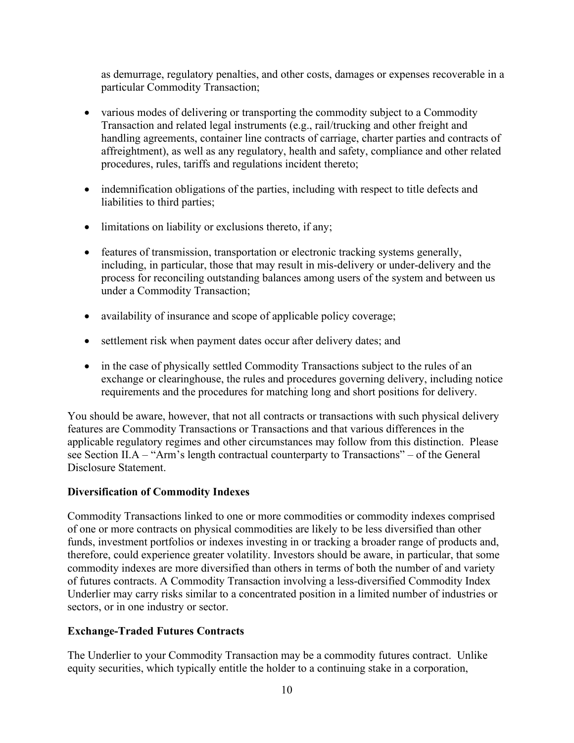as demurrage, regulatory penalties, and other costs, damages or expenses recoverable in a particular Commodity Transaction;

- various modes of delivering or transporting the commodity subject to a Commodity Transaction and related legal instruments (e.g., rail/trucking and other freight and handling agreements, container line contracts of carriage, charter parties and contracts of affreightment), as well as any regulatory, health and safety, compliance and other related procedures, rules, tariffs and regulations incident thereto;
- indemnification obligations of the parties, including with respect to title defects and liabilities to third parties;
- limitations on liability or exclusions thereto, if any;
- features of transmission, transportation or electronic tracking systems generally, including, in particular, those that may result in mis-delivery or under-delivery and the process for reconciling outstanding balances among users of the system and between us under a Commodity Transaction;
- availability of insurance and scope of applicable policy coverage;
- settlement risk when payment dates occur after delivery dates; and
- in the case of physically settled Commodity Transactions subject to the rules of an exchange or clearinghouse, the rules and procedures governing delivery, including notice requirements and the procedures for matching long and short positions for delivery.

You should be aware, however, that not all contracts or transactions with such physical delivery features are Commodity Transactions or Transactions and that various differences in the applicable regulatory regimes and other circumstances may follow from this distinction. Please see Section II.A – "Arm's length contractual counterparty to Transactions" – of the General Disclosure Statement.

**Diversification of Commodity Indexes**

Commodity Transactions linked to one or more commodities or commodity indexes comprised of one or more contracts on physical commodities are likely to be less diversified than other funds, investment portfolios or indexes investing in or tracking a broader range of products and, therefore, could experience greater volatility. Investors should be aware, in particular, that some commodity indexes are more diversified than others in terms of both the number of and variety of futures contracts. A Commodity Transaction involving a less-diversified Commodity Index Underlier may carry risks similar to a concentrated position in a limited number of industries or sectors, or in one industry or sector.

**Exchange-Traded Futures Contracts**

The Underlier to your Commodity Transaction may be a commodity futures contract. Unlike equity securities, which typically entitle the holder to a continuing stake in a corporation,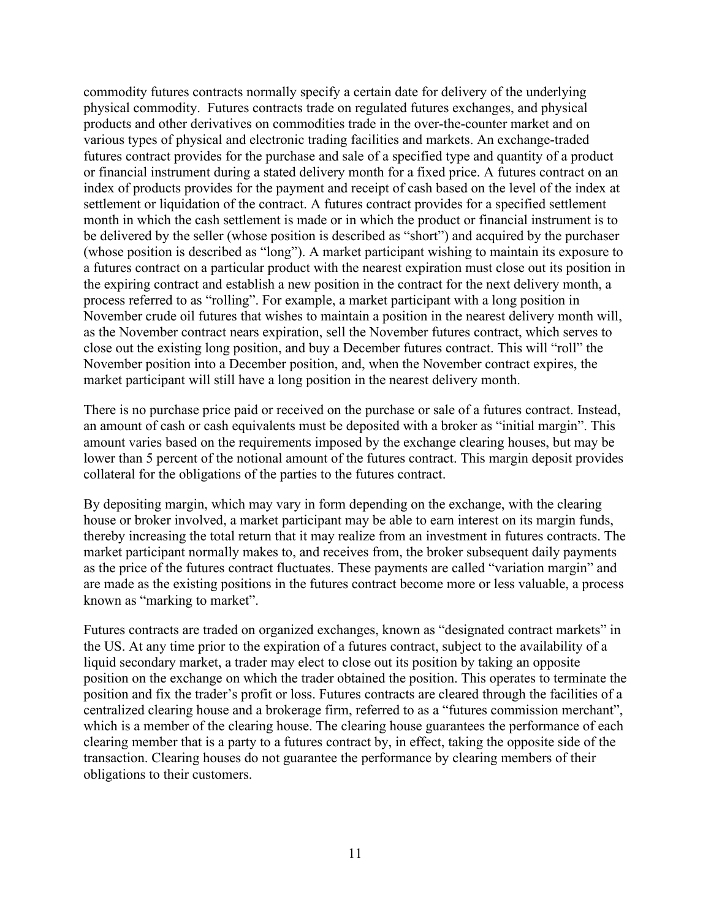commodity futures contracts normally specify a certain date for delivery of the underlying physical commodity. Futures contracts trade on regulated futures exchanges, and physical products and other derivatives on commodities trade in the over-the-counter market and on various types of physical and electronic trading facilities and markets. An exchange-traded futures contract provides for the purchase and sale of a specified type and quantity of a product or financial instrument during a stated delivery month for a fixed price. A futures contract on an index of products provides for the payment and receipt of cash based on the level of the index at settlement or liquidation of the contract. A futures contract provides for a specified settlement month in which the cash settlement is made or in which the product or financial instrument is to be delivered by the seller (whose position is described as "short") and acquired by the purchaser (whose position is described as "long"). A market participant wishing to maintain its exposure to a futures contract on a particular product with the nearest expiration must close out its position in the expiring contract and establish a new position in the contract for the next delivery month, a process referred to as "rolling". For example, a market participant with a long position in November crude oil futures that wishes to maintain a position in the nearest delivery month will, as the November contract nears expiration, sell the November futures contract, which serves to close out the existing long position, and buy a December futures contract. This will "roll" the November position into a December position, and, when the November contract expires, the market participant will still have a long position in the nearest delivery month.

There is no purchase price paid or received on the purchase or sale of a futures contract. Instead, an amount of cash or cash equivalents must be deposited with a broker as "initial margin". This amount varies based on the requirements imposed by the exchange clearing houses, but may be lower than 5 percent of the notional amount of the futures contract. This margin deposit provides collateral for the obligations of the parties to the futures contract.

By depositing margin, which may vary in form depending on the exchange, with the clearing house or broker involved, a market participant may be able to earn interest on its margin funds, thereby increasing the total return that it may realize from an investment in futures contracts. The market participant normally makes to, and receives from, the broker subsequent daily payments as the price of the futures contract fluctuates. These payments are called "variation margin" and are made as the existing positions in the futures contract become more or less valuable, a process known as "marking to market".

Futures contracts are traded on organized exchanges, known as "designated contract markets" in the US. At any time prior to the expiration of a futures contract, subject to the availability of a liquid secondary market, a trader may elect to close out its position by taking an opposite position on the exchange on which the trader obtained the position. This operates to terminate the position and fix the trader's profit or loss. Futures contracts are cleared through the facilities of a centralized clearing house and a brokerage firm, referred to as a "futures commission merchant", which is a member of the clearing house. The clearing house guarantees the performance of each clearing member that is a party to a futures contract by, in effect, taking the opposite side of the transaction. Clearing houses do not guarantee the performance by clearing members of their obligations to their customers.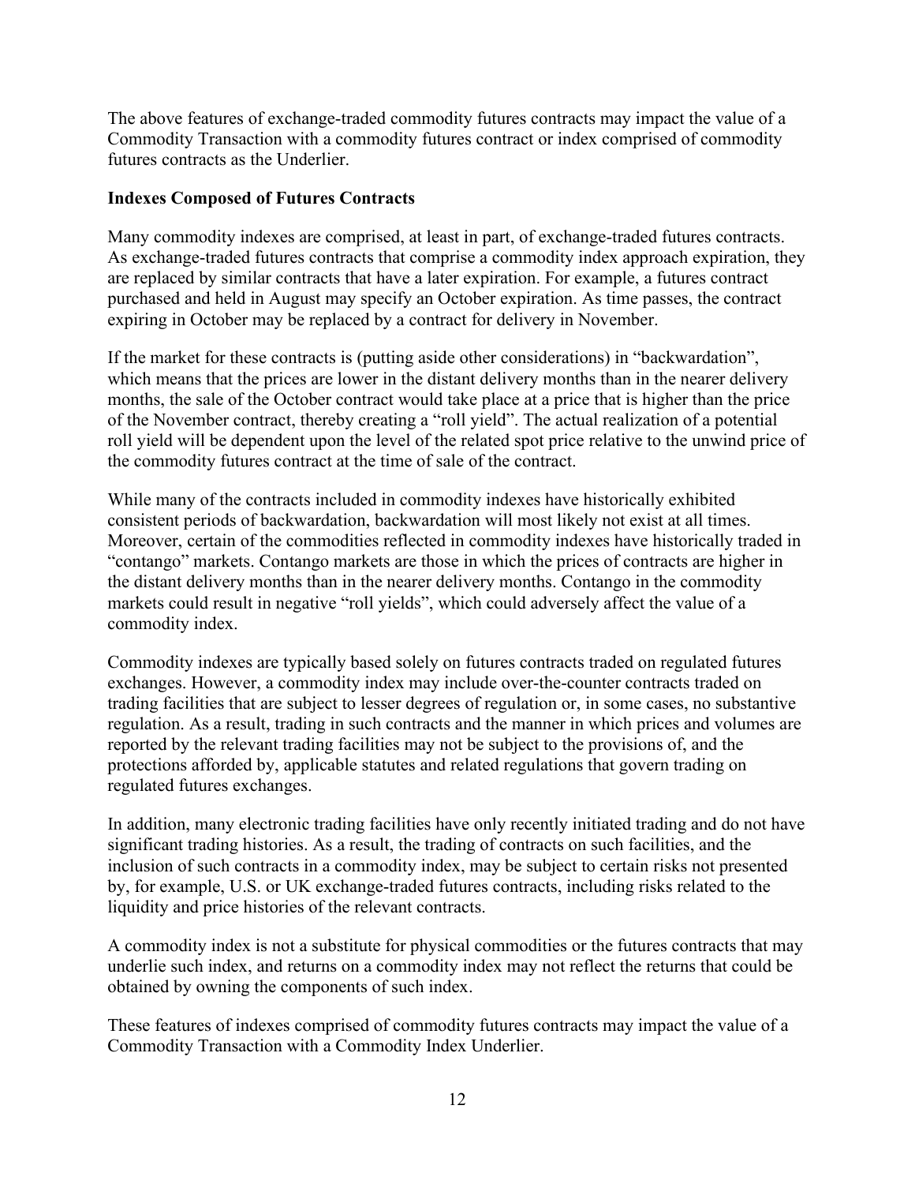The above features of exchange-traded commodity futures contracts may impact the value of a Commodity Transaction with a commodity futures contract or index comprised of commodity futures contracts as the Underlier.

**Indexes Composed of Futures Contracts**

Many commodity indexes are comprised, at least in part, of exchange-traded futures contracts. As exchange-traded futures contracts that comprise a commodity index approach expiration, they are replaced by similar contracts that have a later expiration. For example, a futures contract purchased and held in August may specify an October expiration. As time passes, the contract expiring in October may be replaced by a contract for delivery in November.

If the market for these contracts is (putting aside other considerations) in "backwardation", which means that the prices are lower in the distant delivery months than in the nearer delivery months, the sale of the October contract would take place at a price that is higher than the price of the November contract, thereby creating a "roll yield". The actual realization of a potential roll yield will be dependent upon the level of the related spot price relative to the unwind price of the commodity futures contract at the time of sale of the contract.

While many of the contracts included in commodity indexes have historically exhibited consistent periods of backwardation, backwardation will most likely not exist at all times. Moreover, certain of the commodities reflected in commodity indexes have historically traded in "contango" markets. Contango markets are those in which the prices of contracts are higher in the distant delivery months than in the nearer delivery months. Contango in the commodity markets could result in negative "roll yields", which could adversely affect the value of a commodity index.

Commodity indexes are typically based solely on futures contracts traded on regulated futures exchanges. However, a commodity index may include over-the-counter contracts traded on trading facilities that are subject to lesser degrees of regulation or, in some cases, no substantive regulation. As a result, trading in such contracts and the manner in which prices and volumes are reported by the relevant trading facilities may not be subject to the provisions of, and the protections afforded by, applicable statutes and related regulations that govern trading on regulated futures exchanges.

In addition, many electronic trading facilities have only recently initiated trading and do not have significant trading histories. As a result, the trading of contracts on such facilities, and the inclusion of such contracts in a commodity index, may be subject to certain risks not presented by, for example, U.S. or UK exchange-traded futures contracts, including risks related to the liquidity and price histories of the relevant contracts.

A commodity index is not a substitute for physical commodities or the futures contracts that may underlie such index, and returns on a commodity index may not reflect the returns that could be obtained by owning the components of such index.

These features of indexes comprised of commodity futures contracts may impact the value of a Commodity Transaction with a Commodity Index Underlier.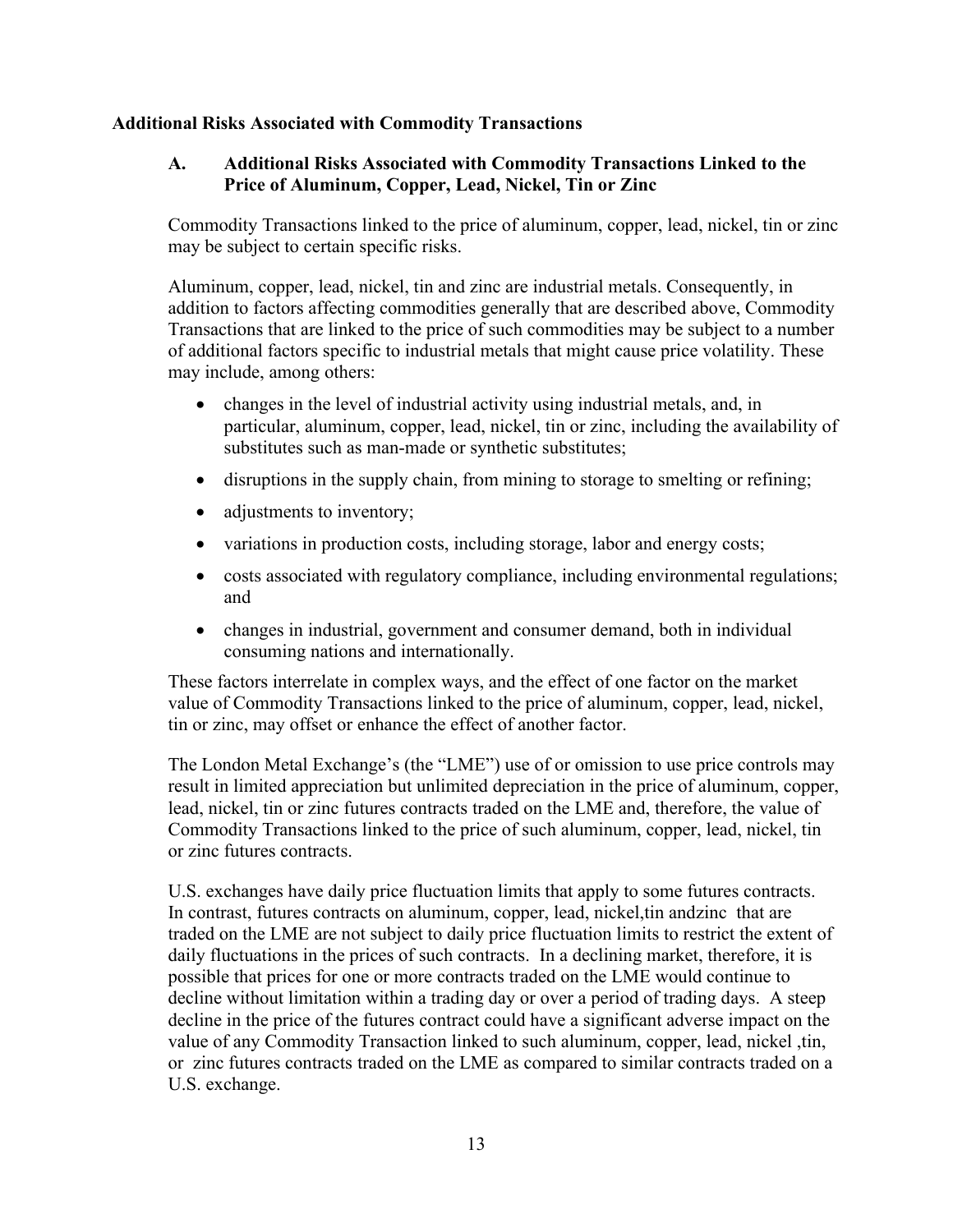## Additional Risks Associated with Commodity Transactions

### A. Additional Risks Associated with Commodity Transactions Linked to the Price of Aluminum, Copper, Lead, Nickel, Tin or Zinc

Commodity Transactions linked to the price of aluminum, copper, lead, nickel, tin or zinc may be subject to certain specific risks.

Aluminum, copper, lead, nickel, tin and zinc are industrial metals. Consequently, in addition to factors affecting commodities generally that are described above, Commodity Transactions that are linked to the price of such commodities may be subject to a number of additional factors specific to industrial metals that might cause price volatility. These may include, among others:

- changes in the level of industrial activity using industrial metals, and, in particular, aluminum, copper, lead, nickel, tin or zinc, including the availability of substitutes such as man-made or synthetic substitutes;
- disruptions in the supply chain, from mining to storage to smelting or refining;
- adjustments to inventory;
- variations in production costs, including storage, labor and energy costs;
- costs associated with regulatory compliance, including environmental regulations; and
- changes in industrial, government and consumer demand, both in individual consuming nations and internationally.

These factors interrelate in complex ways, and the effect of one factor on the market value of Commodity Transactions linked to the price of aluminum, copper, lead, nickel, tin or zinc, may offset or enhance the effect of another factor.

The London Metal Exchange's (the "LME") use of or omission to use price controls may result in limited appreciation but unlimited depreciation in the price of aluminum, copper, lead, nickel, tin or zinc futures contracts traded on the LME and, therefore, the value of Commodity Transactions linked to the price of such aluminum, copper, lead, nickel, tin or zinc futures contracts.

U.S. exchanges have daily price fluctuation limits that apply to some futures contracts. In contrast, futures contracts on aluminum, copper, lead, nickel,tin andzinc that are traded on the LME are not subject to daily price fluctuation limits to restrict the extent of daily fluctuations in the prices of such contracts. In a declining market, therefore, it is possible that prices for one or more contracts traded on the LME would continue to decline without limitation within a trading day or over a period of trading days. A steep decline in the price of the futures contract could have a significant adverse impact on the value of any Commodity Transaction linked to such aluminum, copper, lead, nickel ,tin, or zinc futures contracts traded on the LME as compared to similar contracts traded on a U.S. exchange.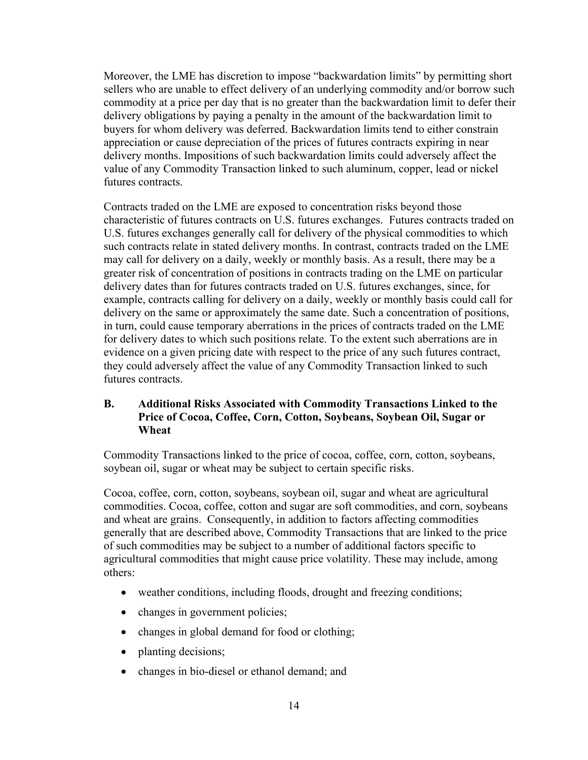Moreover, the LME has discretion to impose "backwardation limits" by permitting short sellers who are unable to effect delivery of an underlying commodity and/or borrow such commodity at a price per day that is no greater than the backwardation limit to defer their delivery obligations by paying a penalty in the amount of the backwardation limit to buyers for whom delivery was deferred. Backwardation limits tend to either constrain appreciation or cause depreciation of the prices of futures contracts expiring in near delivery months. Impositions of such backwardation limits could adversely affect the value of any Commodity Transaction linked to such aluminum, copper, lead or nickel futures contracts.

Contracts traded on the LME are exposed to concentration risks beyond those characteristic of futures contracts on U.S. futures exchanges. Futures contracts traded on U.S. futures exchanges generally call for delivery of the physical commodities to which such contracts relate in stated delivery months. In contrast, contracts traded on the LME may call for delivery on a daily, weekly or monthly basis. As a result, there may be a greater risk of concentration of positions in contracts trading on the LME on particular delivery dates than for futures contracts traded on U.S. futures exchanges, since, for example, contracts calling for delivery on a daily, weekly or monthly basis could call for delivery on the same or approximately the same date. Such a concentration of positions, in turn, could cause temporary aberrations in the prices of contracts traded on the LME for delivery dates to which such positions relate. To the extent such aberrations are in evidence on a given pricing date with respect to the price of any such futures contract, they could adversely affect the value of any Commodity Transaction linked to such futures contracts.

## B. Additional Risks Associated with Commodity Transactions Linked to the Price of Cocoa, Coffee, Corn, Cotton, Soybeans, Soybean Oil, Sugar or Wheat

Commodity Transactions linked to the price of cocoa, coffee, corn, cotton, soybeans, soybean oil, sugar or wheat may be subject to certain specific risks.

Cocoa, coffee, corn, cotton, soybeans, soybean oil, sugar and wheat are agricultural commodities. Cocoa, coffee, cotton and sugar are soft commodities, and corn, soybeans and wheat are grains. Consequently, in addition to factors affecting commodities generally that are described above, Commodity Transactions that are linked to the price of such commodities may be subject to a number of additional factors specific to agricultural commodities that might cause price volatility. These may include, among others:

- weather conditions, including floods, drought and freezing conditions;
- changes in government policies;
- changes in global demand for food or clothing;
- planting decisions;
- changes in bio-diesel or ethanol demand; and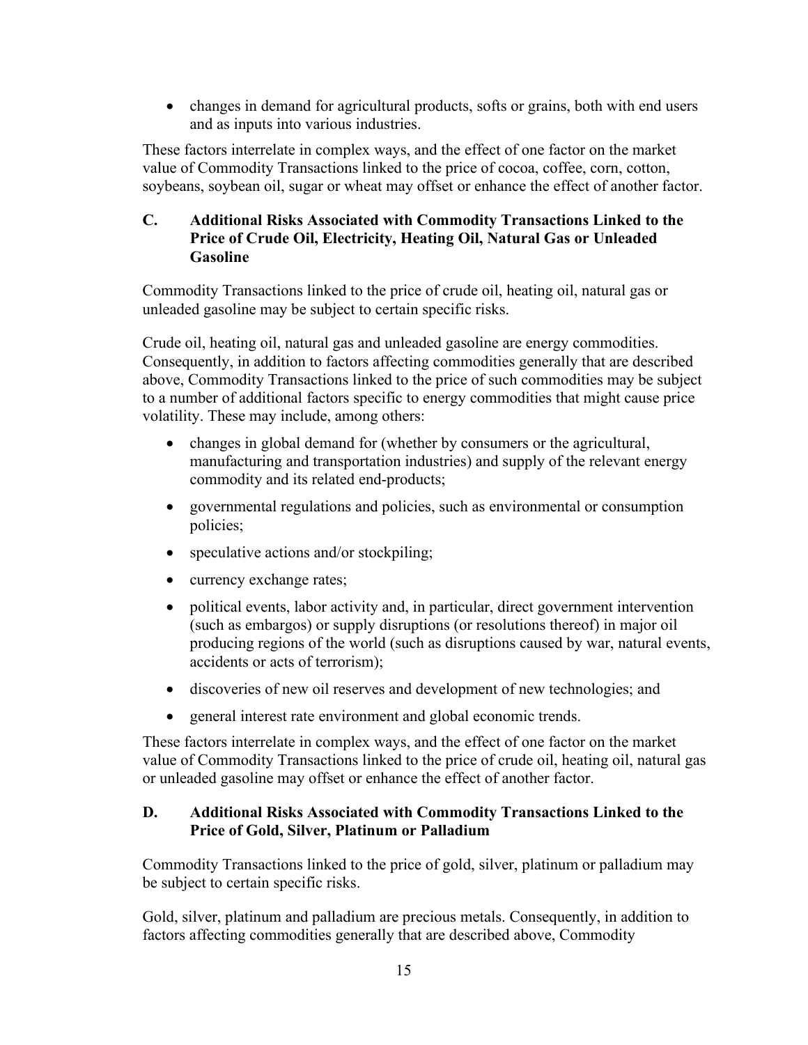- changes in demand for agricultural products, softs or grains, both with end users and as inputs into various industries.

These factors interrelate in complex ways, and the effect of one factor on the market value of Commodity Transactions linked to the price of cocoa, coffee, corn, cotton, soybeans, soybean oil, sugar or wheat may offset or enhance the effect of another factor.

## C. Additional Risks Associated with Commodity Transactions Linked to the Price of Crude Oil, Electricity, Heating Oil, Natural Gas or Unleaded Gasoline

Commodity Transactions linked to the price of crude oil, heating oil, natural gas or unleaded gasoline may be subject to certain specific risks.

Crude oil, heating oil, natural gas and unleaded gasoline are energy commodities. Consequently, in addition to factors affecting commodities generally that are described above, Commodity Transactions linked to the price of such commodities may be subject to a number of additional factors specific to energy commodities that might cause price volatility. These may include, among others:

- changes in global demand for (whether by consumers or the agricultural, manufacturing and transportation industries) and supply of the relevant energy commodity and its related end-products;
- governmental regulations and policies, such as environmental or consumption policies;
- speculative actions and/or stockpiling;
- currency exchange rates;
- political events, labor activity and, in particular, direct government intervention (such as embargos) or supply disruptions (or resolutions thereof) in major oil producing regions of the world (such as disruptions caused by war, natural events, accidents or acts of terrorism);
- discoveries of new oil reserves and development of new technologies; and
- general interest rate environment and global economic trends.

These factors interrelate in complex ways, and the effect of one factor on the market value of Commodity Transactions linked to the price of crude oil, heating oil, natural gas or unleaded gasoline may offset or enhance the effect of another factor.

## D. Additional Risks Associated with Commodity Transactions Linked to the Price of Gold, Silver, Platinum or Palladium

Commodity Transactions linked to the price of gold, silver, platinum or palladium may be subject to certain specific risks.

Gold, silver, platinum and palladium are precious metals. Consequently, in addition to factors affecting commodities generally that are described above, Commodity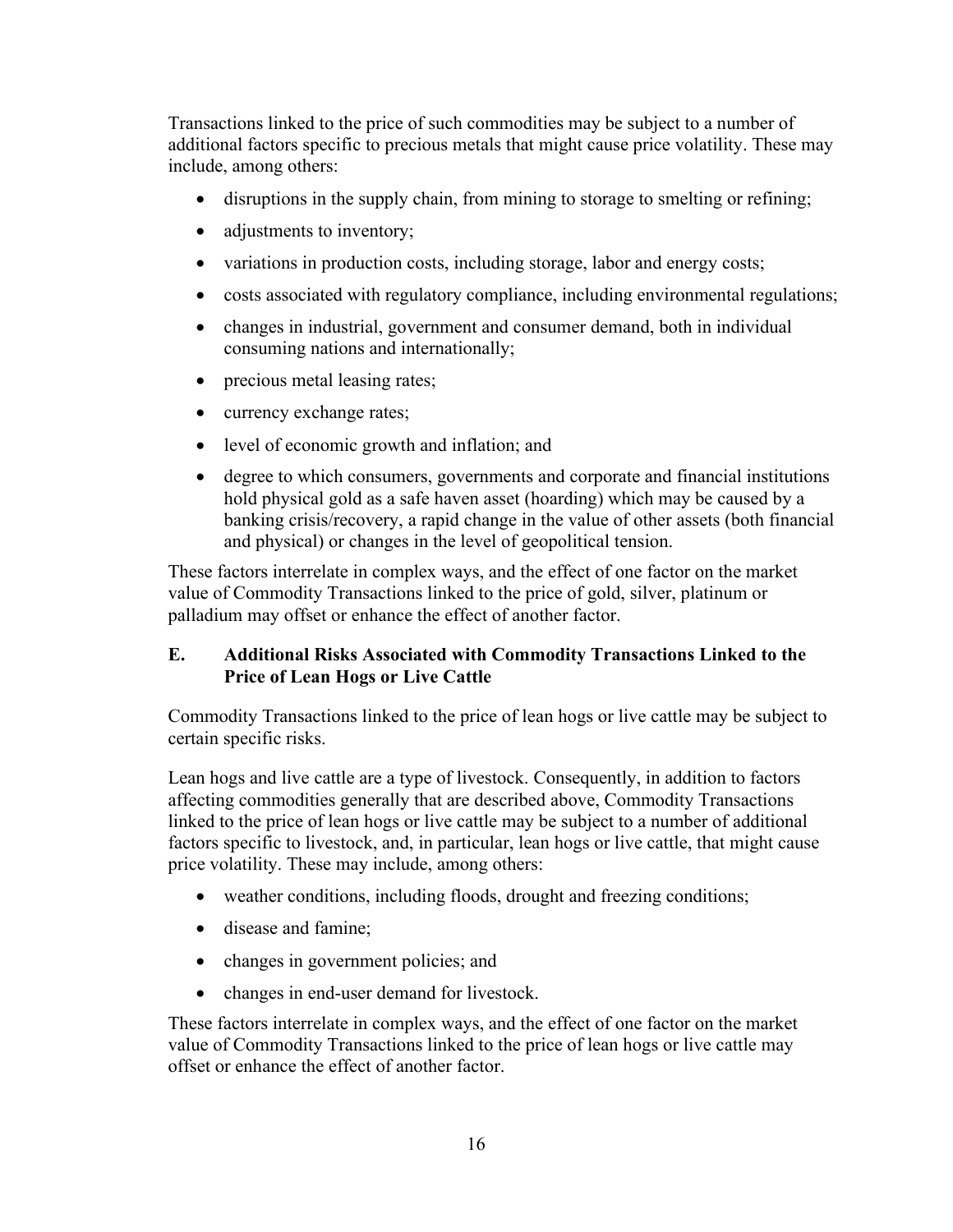Transactions linked to the price of such commodities may be subject to a number of additional factors specific to precious metals that might cause price volatility. These may include, among others:

- disruptions in the supply chain, from mining to storage to smelting or refining;
- adjustments to inventory;
- variations in production costs, including storage, labor and energy costs;
- costs associated with regulatory compliance, including environmental regulations;
- changes in industrial, government and consumer demand, both in individual consuming nations and internationally;
- precious metal leasing rates;
- currency exchange rates;
- level of economic growth and inflation; and
- degree to which consumers, governments and corporate and financial institutions hold physical gold as a safe haven asset (hoarding) which may be caused by a banking crisis/recovery, a rapid change in the value of other assets (both financial and physical) or changes in the level of geopolitical tension.

These factors interrelate in complex ways, and the effect of one factor on the market value of Commodity Transactions linked to the price of gold, silver, platinum or palladium may offset or enhance the effect of another factor.

### E. Additional Risks Associated with Commodity Transactions Linked to the Price of Lean Hogs or Live Cattle

Commodity Transactions linked to the price of lean hogs or live cattle may be subject to certain specific risks.

Lean hogs and live cattle are a type of livestock. Consequently, in addition to factors affecting commodities generally that are described above, Commodity Transactions linked to the price of lean hogs or live cattle may be subject to a number of additional factors specific to livestock, and, in particular, lean hogs or live cattle, that might cause price volatility. These may include, among others:

- weather conditions, including floods, drought and freezing conditions;
- disease and famine;
- changes in government policies; and
- changes in end-user demand for livestock.

These factors interrelate in complex ways, and the effect of one factor on the market value of Commodity Transactions linked to the price of lean hogs or live cattle may offset or enhance the effect of another factor.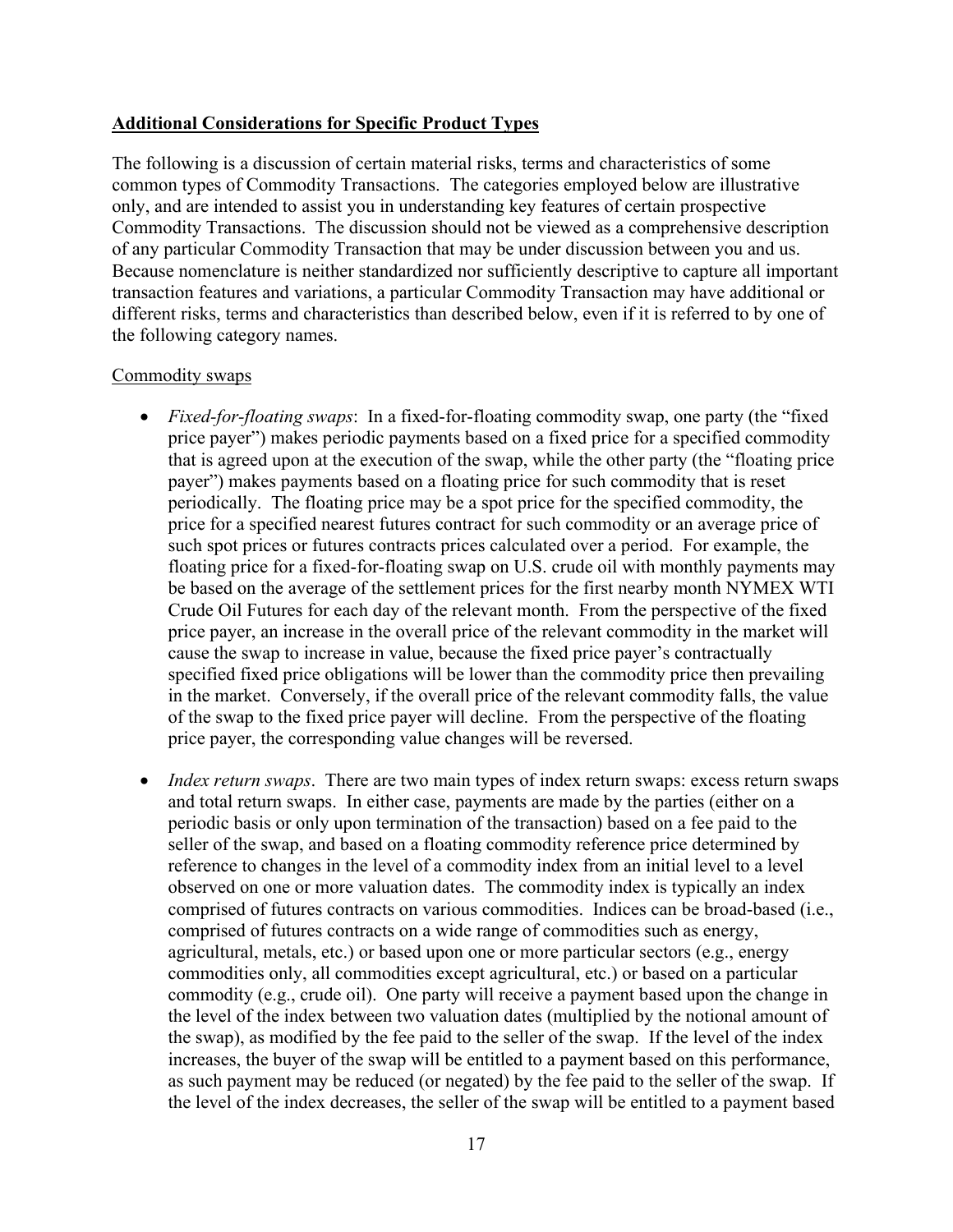## **Additional Considerations for Specific Product Types**

The following is a discussion of certain material risks, terms and characteristics of some common types of Commodity Transactions. The categories employed below are illustrative only, and are intended to assist you in understanding key features of certain prospective Commodity Transactions. The discussion should not be viewed as a comprehensive description of any particular Commodity Transaction that may be under discussion between you and us. Because nomenclature is neither standardized nor sufficiently descriptive to capture all important transaction features and variations, a particular Commodity Transaction may have additional or different risks, terms and characteristics than described below, even if it is referred to by one of the following category names.

### Commodity swaps

- *Fixed-for-floating swaps*: In a fixed-for-floating commodity swap, one party (the "fixed price payer") makes periodic payments based on a fixed price for a specified commodity that is agreed upon at the execution of the swap, while the other party (the "floating price payer") makes payments based on a floating price for such commodity that is reset periodically. The floating price may be a spot price for the specified commodity, the price for a specified nearest futures contract for such commodity or an average price of such spot prices or futures contracts prices calculated over a period. For example, the floating price for a fixed-for-floating swap on U.S. crude oil with monthly payments may be based on the average of the settlement prices for the first nearby month NYMEX WTI Crude Oil Futures for each day of the relevant month. From the perspective of the fixed price payer, an increase in the overall price of the relevant commodity in the market will cause the swap to increase in value, because the fixed price payer's contractually specified fixed price obligations will be lower than the commodity price then prevailing in the market. Conversely, if the overall price of the relevant commodity falls, the value of the swap to the fixed price payer will decline. From the perspective of the floating price payer, the corresponding value changes will be reversed.

- *Index return swaps*. There are two main types of index return swaps: excess return swaps and total return swaps. In either case, payments are made by the parties (either on a periodic basis or only upon termination of the transaction) based on a fee paid to the seller of the swap, and based on a floating commodity reference price determined by reference to changes in the level of a commodity index from an initial level to a level observed on one or more valuation dates. The commodity index is typically an index comprised of futures contracts on various commodities. Indices can be broad-based (i.e., comprised of futures contracts on a wide range of commodities such as energy, agricultural, metals, etc.) or based upon one or more particular sectors (e.g., energy commodities only, all commodities except agricultural, etc.) or based on a particular commodity (e.g., crude oil). One party will receive a payment based upon the change in the level of the index between two valuation dates (multiplied by the notional amount of the swap), as modified by the fee paid to the seller of the swap. If the level of the index increases, the buyer of the swap will be entitled to a payment based on this performance, as such payment may be reduced (or negated) by the fee paid to the seller of the swap. If the level of the index decreases, the seller of the swap will be entitled to a payment based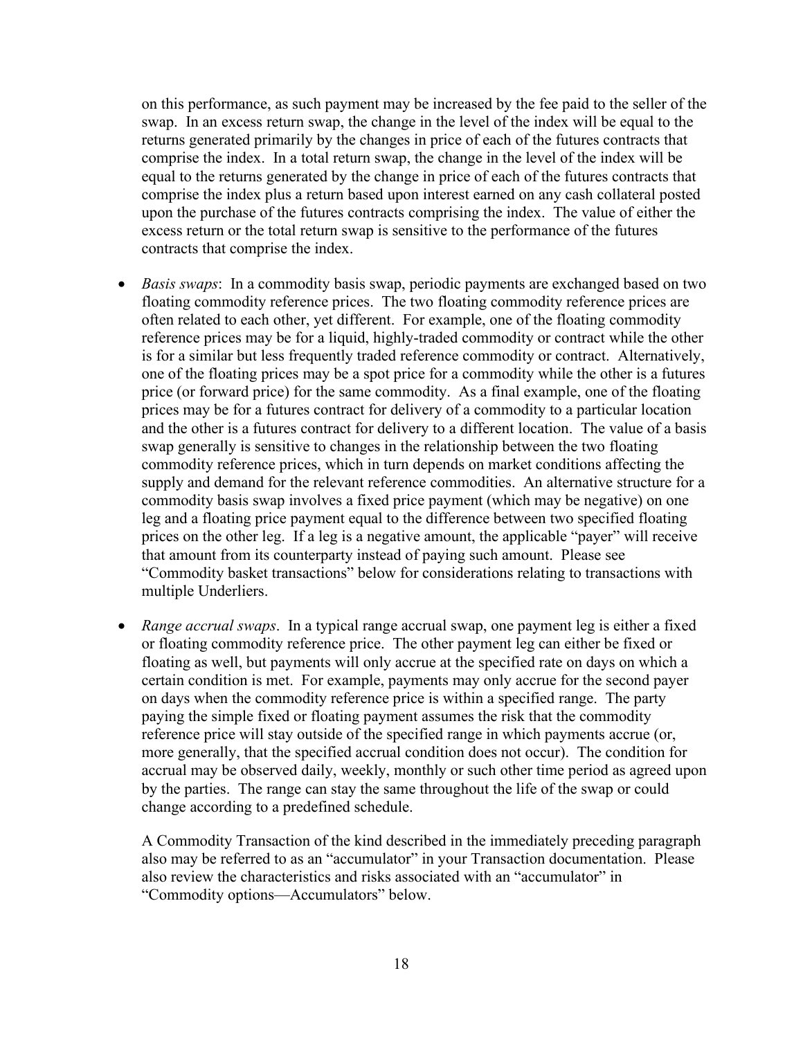on this performance, as such payment may be increased by the fee paid to the seller of the swap. In an excess return swap, the change in the level of the index will be equal to the returns generated primarily by the changes in price of each of the futures contracts that comprise the index. In a total return swap, the change in the level of the index will be equal to the returns generated by the change in price of each of the futures contracts that comprise the index plus a return based upon interest earned on any cash collateral posted upon the purchase of the futures contracts comprising the index. The value of either the excess return or the total return swap is sensitive to the performance of the futures contracts that comprise the index.

- *Basis swaps*: In a commodity basis swap, periodic payments are exchanged based on two floating commodity reference prices. The two floating commodity reference prices are often related to each other, yet different. For example, one of the floating commodity reference prices may be for a liquid, highly-traded commodity or contract while the other is for a similar but less frequently traded reference commodity or contract. Alternatively, one of the floating prices may be a spot price for a commodity while the other is a futures price (or forward price) for the same commodity. As a final example, one of the floating prices may be for a futures contract for delivery of a commodity to a particular location and the other is a futures contract for delivery to a different location. The value of a basis swap generally is sensitive to changes in the relationship between the two floating commodity reference prices, which in turn depends on market conditions affecting the supply and demand for the relevant reference commodities. An alternative structure for a commodity basis swap involves a fixed price payment (which may be negative) on one leg and a floating price payment equal to the difference between two specified floating prices on the other leg. If a leg is a negative amount, the applicable "payer" will receive that amount from its counterparty instead of paying such amount. Please see "Commodity basket transactions" below for considerations relating to transactions with multiple Underliers.

- *Range accrual swaps*. In a typical range accrual swap, one payment leg is either a fixed or floating commodity reference price. The other payment leg can either be fixed or floating as well, but payments will only accrue at the specified rate on days on which a certain condition is met. For example, payments may only accrue for the second payer on days when the commodity reference price is within a specified range. The party paying the simple fixed or floating payment assumes the risk that the commodity reference price will stay outside of the specified range in which payments accrue (or, more generally, that the specified accrual condition does not occur). The condition for accrual may be observed daily, weekly, monthly or such other time period as agreed upon by the parties. The range can stay the same throughout the life of the swap or could change according to a predefined schedule.

  A Commodity Transaction of the kind described in the immediately preceding paragraph also may be referred to as an "accumulator" in your Transaction documentation. Please also review the characteristics and risks associated with an "accumulator" in "Commodity options—Accumulators" below.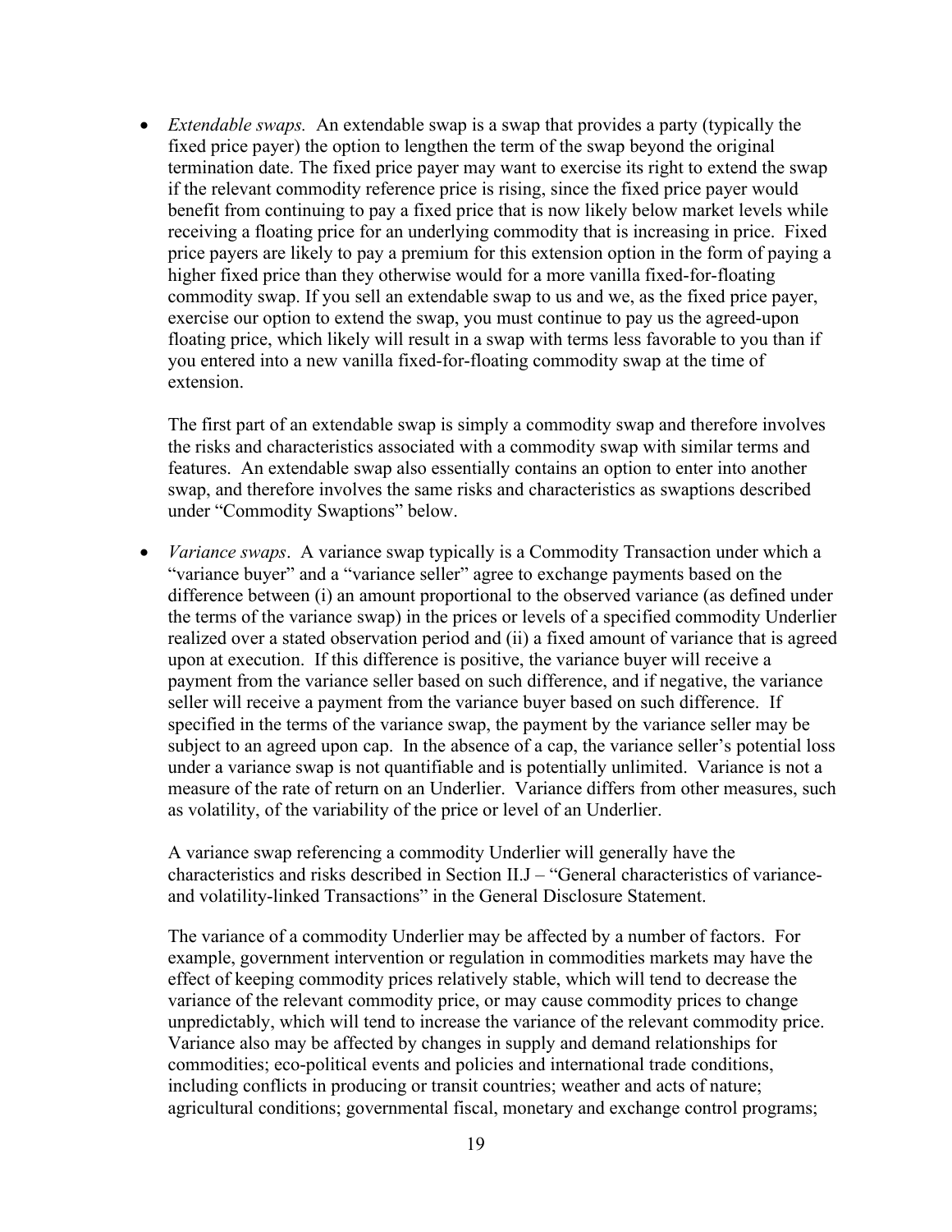- *Extendable swaps.* An extendable swap is a swap that provides a party (typically the fixed price payer) the option to lengthen the term of the swap beyond the original termination date. The fixed price payer may want to exercise its right to extend the swap if the relevant commodity reference price is rising, since the fixed price payer would benefit from continuing to pay a fixed price that is now likely below market levels while receiving a floating price for an underlying commodity that is increasing in price. Fixed price payers are likely to pay a premium for this extension option in the form of paying a higher fixed price than they otherwise would for a more vanilla fixed-for-floating commodity swap. If you sell an extendable swap to us and we, as the fixed price payer, exercise our option to extend the swap, you must continue to pay us the agreed-upon floating price, which likely will result in a swap with terms less favorable to you than if you entered into a new vanilla fixed-for-floating commodity swap at the time of extension.

  The first part of an extendable swap is simply a commodity swap and therefore involves the risks and characteristics associated with a commodity swap with similar terms and features. An extendable swap also essentially contains an option to enter into another swap, and therefore involves the same risks and characteristics as swaptions described under "Commodity Swaptions" below.

- *Variance swaps*. A variance swap typically is a Commodity Transaction under which a "variance buyer" and a "variance seller" agree to exchange payments based on the difference between (i) an amount proportional to the observed variance (as defined under the terms of the variance swap) in the prices or levels of a specified commodity Underlier realized over a stated observation period and (ii) a fixed amount of variance that is agreed upon at execution. If this difference is positive, the variance buyer will receive a payment from the variance seller based on such difference, and if negative, the variance seller will receive a payment from the variance buyer based on such difference. If specified in the terms of the variance swap, the payment by the variance seller may be subject to an agreed upon cap. In the absence of a cap, the variance seller's potential loss under a variance swap is not quantifiable and is potentially unlimited. Variance is not a measure of the rate of return on an Underlier. Variance differs from other measures, such as volatility, of the variability of the price or level of an Underlier.

  A variance swap referencing a commodity Underlier will generally have the characteristics and risks described in Section II.J – "General characteristics of variance- and volatility-linked Transactions" in the General Disclosure Statement.

  The variance of a commodity Underlier may be affected by a number of factors. For example, government intervention or regulation in commodities markets may have the effect of keeping commodity prices relatively stable, which will tend to decrease the variance of the relevant commodity price, or may cause commodity prices to change unpredictably, which will tend to increase the variance of the relevant commodity price. Variance also may be affected by changes in supply and demand relationships for commodities; eco-political events and policies and international trade conditions, including conflicts in producing or transit countries; weather and acts of nature; agricultural conditions; governmental fiscal, monetary and exchange control programs;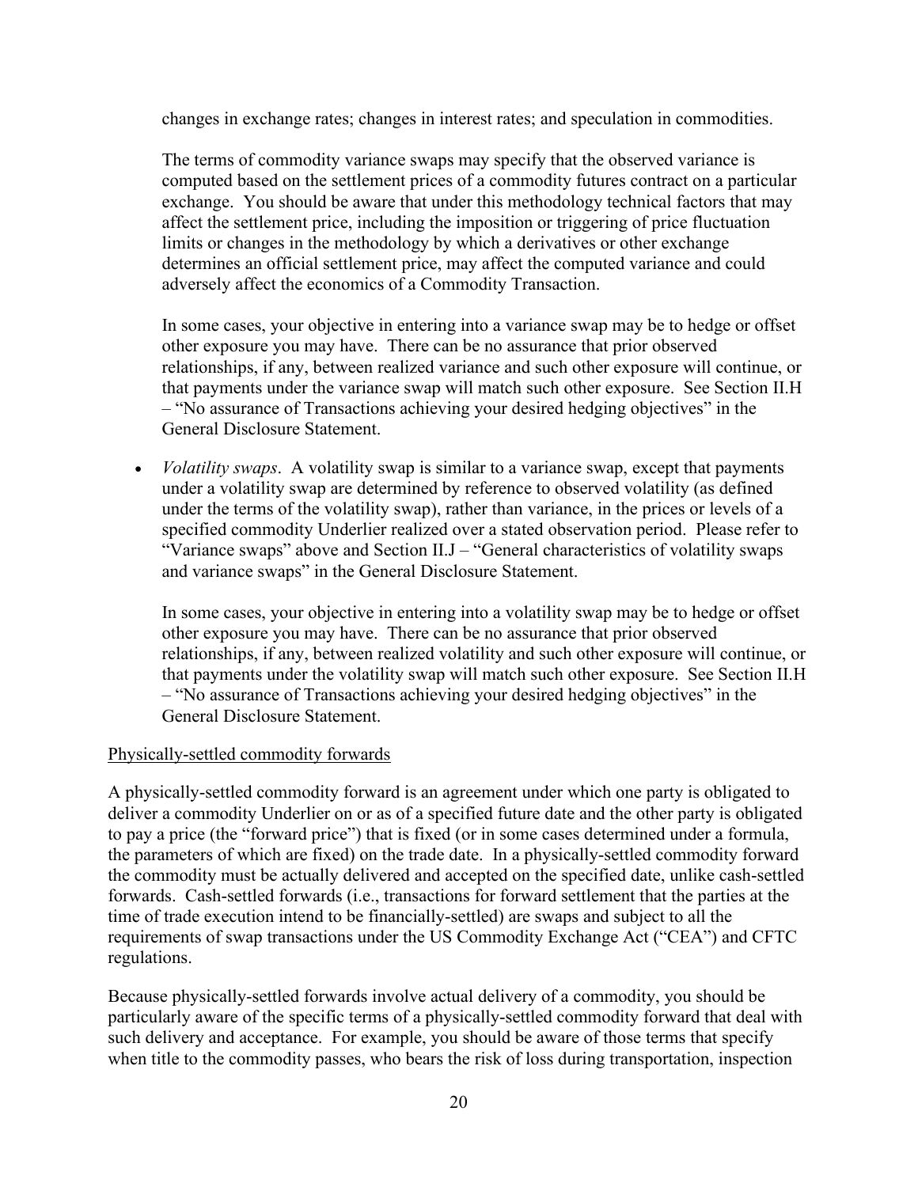changes in exchange rates; changes in interest rates; and speculation in commodities.

The terms of commodity variance swaps may specify that the observed variance is computed based on the settlement prices of a commodity futures contract on a particular exchange. You should be aware that under this methodology technical factors that may affect the settlement price, including the imposition or triggering of price fluctuation limits or changes in the methodology by which a derivatives or other exchange determines an official settlement price, may affect the computed variance and could adversely affect the economics of a Commodity Transaction.

In some cases, your objective in entering into a variance swap may be to hedge or offset other exposure you may have. There can be no assurance that prior observed relationships, if any, between realized variance and such other exposure will continue, or that payments under the variance swap will match such other exposure. See Section II.H – "No assurance of Transactions achieving your desired hedging objectives" in the General Disclosure Statement.

- *Volatility swaps*. A volatility swap is similar to a variance swap, except that payments under a volatility swap are determined by reference to observed volatility (as defined under the terms of the volatility swap), rather than variance, in the prices or levels of a specified commodity Underlier realized over a stated observation period. Please refer to "Variance swaps" above and Section II.J – "General characteristics of volatility swaps and variance swaps" in the General Disclosure Statement.

  In some cases, your objective in entering into a volatility swap may be to hedge or offset other exposure you may have. There can be no assurance that prior observed relationships, if any, between realized volatility and such other exposure will continue, or that payments under the volatility swap will match such other exposure. See Section II.H – "No assurance of Transactions achieving your desired hedging objectives" in the General Disclosure Statement.

<u>Physically-settled commodity forwards</u>

A physically-settled commodity forward is an agreement under which one party is obligated to deliver a commodity Underlier on or as of a specified future date and the other party is obligated to pay a price (the "forward price") that is fixed (or in some cases determined under a formula, the parameters of which are fixed) on the trade date. In a physically-settled commodity forward the commodity must be actually delivered and accepted on the specified date, unlike cash-settled forwards. Cash-settled forwards (i.e., transactions for forward settlement that the parties at the time of trade execution intend to be financially-settled) are swaps and subject to all the requirements of swap transactions under the US Commodity Exchange Act ("CEA") and CFTC regulations.

Because physically-settled forwards involve actual delivery of a commodity, you should be particularly aware of the specific terms of a physically-settled commodity forward that deal with such delivery and acceptance. For example, you should be aware of those terms that specify when title to the commodity passes, who bears the risk of loss during transportation, inspection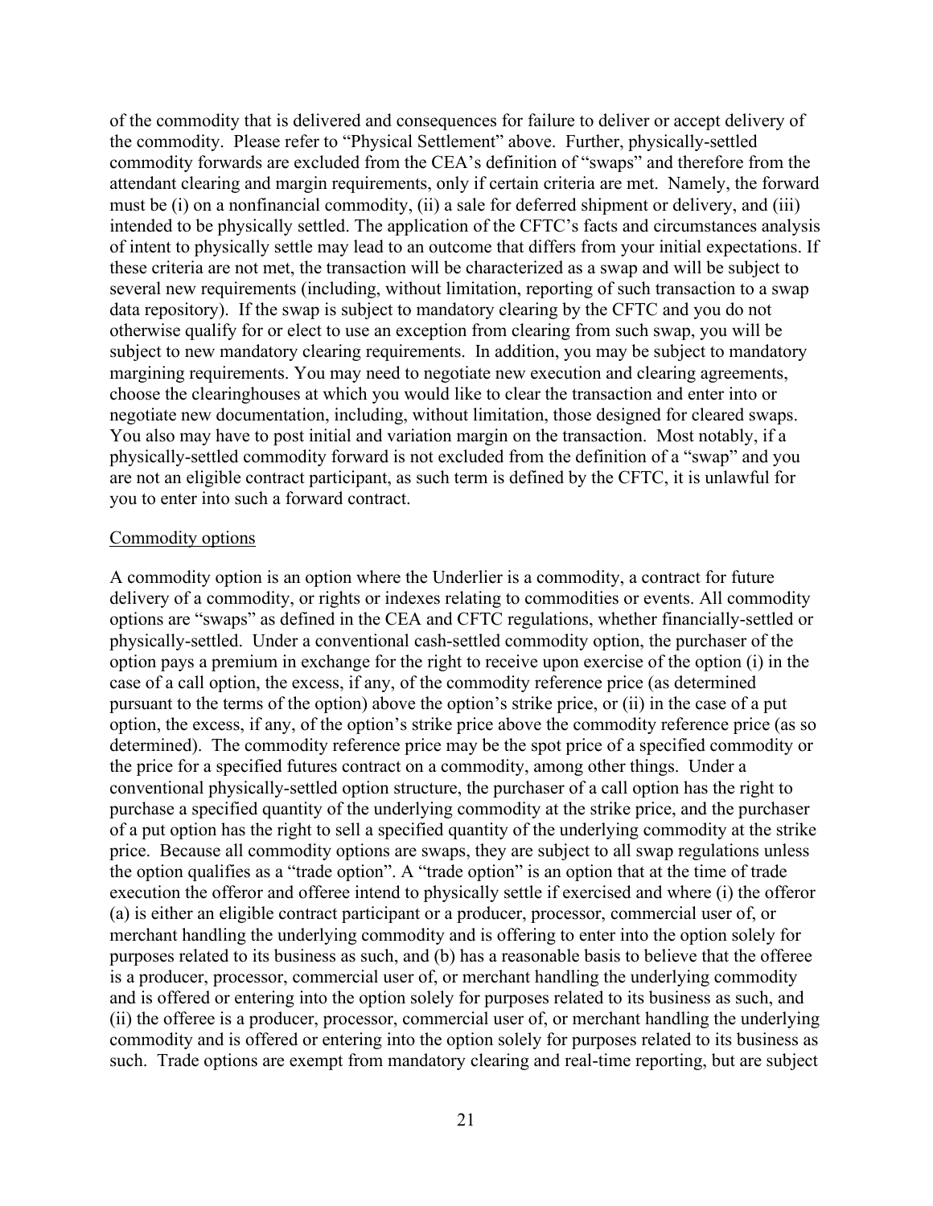of the commodity that is delivered and consequences for failure to deliver or accept delivery of the commodity. Please refer to "Physical Settlement" above. Further, physically-settled commodity forwards are excluded from the CEA's definition of "swaps" and therefore from the attendant clearing and margin requirements, only if certain criteria are met. Namely, the forward must be (i) on a nonfinancial commodity, (ii) a sale for deferred shipment or delivery, and (iii) intended to be physically settled. The application of the CFTC's facts and circumstances analysis of intent to physically settle may lead to an outcome that differs from your initial expectations. If these criteria are not met, the transaction will be characterized as a swap and will be subject to several new requirements (including, without limitation, reporting of such transaction to a swap data repository). If the swap is subject to mandatory clearing by the CFTC and you do not otherwise qualify for or elect to use an exception from clearing from such swap, you will be subject to new mandatory clearing requirements. In addition, you may be subject to mandatory margining requirements. You may need to negotiate new execution and clearing agreements, choose the clearinghouses at which you would like to clear the transaction and enter into or negotiate new documentation, including, without limitation, those designed for cleared swaps. You also may have to post initial and variation margin on the transaction. Most notably, if a physically-settled commodity forward is not excluded from the definition of a "swap" and you are not an eligible contract participant, as such term is defined by the CFTC, it is unlawful for you to enter into such a forward contract.

Commodity options

A commodity option is an option where the Underlier is a commodity, a contract for future delivery of a commodity, or rights or indexes relating to commodities or events. All commodity options are "swaps" as defined in the CEA and CFTC regulations, whether financially-settled or physically-settled. Under a conventional cash-settled commodity option, the purchaser of the option pays a premium in exchange for the right to receive upon exercise of the option (i) in the case of a call option, the excess, if any, of the commodity reference price (as determined pursuant to the terms of the option) above the option's strike price, or (ii) in the case of a put option, the excess, if any, of the option's strike price above the commodity reference price (as so determined). The commodity reference price may be the spot price of a specified commodity or the price for a specified futures contract on a commodity, among other things. Under a conventional physically-settled option structure, the purchaser of a call option has the right to purchase a specified quantity of the underlying commodity at the strike price, and the purchaser of a put option has the right to sell a specified quantity of the underlying commodity at the strike price. Because all commodity options are swaps, they are subject to all swap regulations unless the option qualifies as a "trade option". A "trade option" is an option that at the time of trade execution the offeror and offeree intend to physically settle if exercised and where (i) the offeror (a) is either an eligible contract participant or a producer, processor, commercial user of, or merchant handling the underlying commodity and is offering to enter into the option solely for purposes related to its business as such, and (b) has a reasonable basis to believe that the offeree is a producer, processor, commercial user of, or merchant handling the underlying commodity and is offered or entering into the option solely for purposes related to its business as such, and (ii) the offeree is a producer, processor, commercial user of, or merchant handling the underlying commodity and is offered or entering into the option solely for purposes related to its business as such. Trade options are exempt from mandatory clearing and real-time reporting, but are subject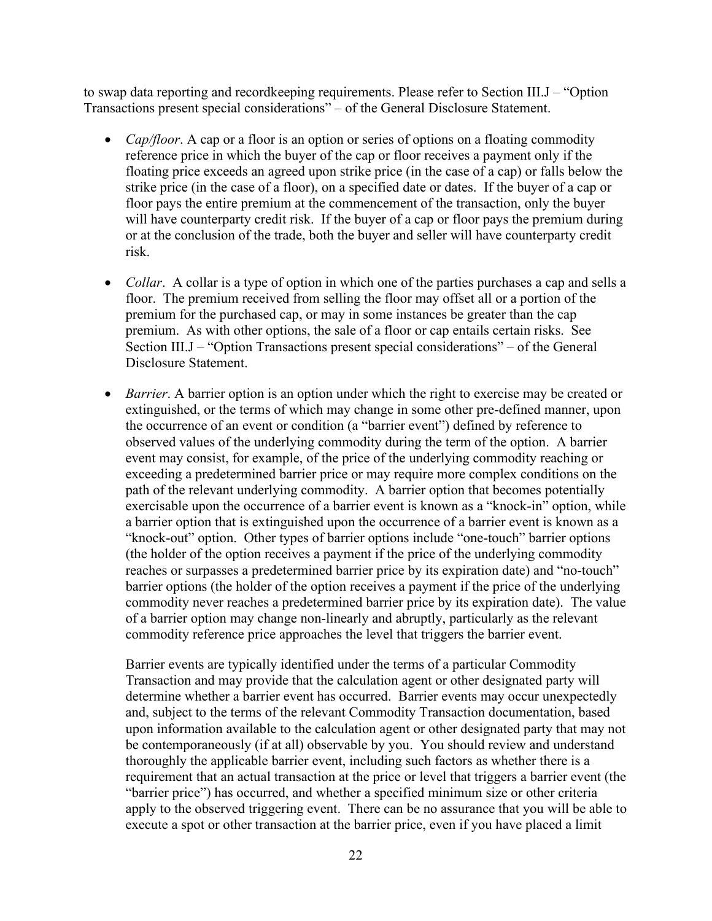to swap data reporting and recordkeeping requirements. Please refer to Section III.J – "Option Transactions present special considerations" – of the General Disclosure Statement.

- *Cap/floor*. A cap or a floor is an option or series of options on a floating commodity reference price in which the buyer of the cap or floor receives a payment only if the floating price exceeds an agreed upon strike price (in the case of a cap) or falls below the strike price (in the case of a floor), on a specified date or dates. If the buyer of a cap or floor pays the entire premium at the commencement of the transaction, only the buyer will have counterparty credit risk. If the buyer of a cap or floor pays the premium during or at the conclusion of the trade, both the buyer and seller will have counterparty credit risk.

- *Collar*. A collar is a type of option in which one of the parties purchases a cap and sells a floor. The premium received from selling the floor may offset all or a portion of the premium for the purchased cap, or may in some instances be greater than the cap premium. As with other options, the sale of a floor or cap entails certain risks. See Section III.J – "Option Transactions present special considerations" – of the General Disclosure Statement.

- *Barrier*. A barrier option is an option under which the right to exercise may be created or extinguished, or the terms of which may change in some other pre-defined manner, upon the occurrence of an event or condition (a "barrier event") defined by reference to observed values of the underlying commodity during the term of the option. A barrier event may consist, for example, of the price of the underlying commodity reaching or exceeding a predetermined barrier price or may require more complex conditions on the path of the relevant underlying commodity. A barrier option that becomes potentially exercisable upon the occurrence of a barrier event is known as a "knock-in" option, while a barrier option that is extinguished upon the occurrence of a barrier event is known as a "knock-out" option. Other types of barrier options include "one-touch" barrier options (the holder of the option receives a payment if the price of the underlying commodity reaches or surpasses a predetermined barrier price by its expiration date) and "no-touch" barrier options (the holder of the option receives a payment if the price of the underlying commodity never reaches a predetermined barrier price by its expiration date). The value of a barrier option may change non-linearly and abruptly, particularly as the relevant commodity reference price approaches the level that triggers the barrier event.

  Barrier events are typically identified under the terms of a particular Commodity Transaction and may provide that the calculation agent or other designated party will determine whether a barrier event has occurred. Barrier events may occur unexpectedly and, subject to the terms of the relevant Commodity Transaction documentation, based upon information available to the calculation agent or other designated party that may not be contemporaneously (if at all) observable by you. You should review and understand thoroughly the applicable barrier event, including such factors as whether there is a requirement that an actual transaction at the price or level that triggers a barrier event (the "barrier price") has occurred, and whether a specified minimum size or other criteria apply to the observed triggering event. There can be no assurance that you will be able to execute a spot or other transaction at the barrier price, even if you have placed a limit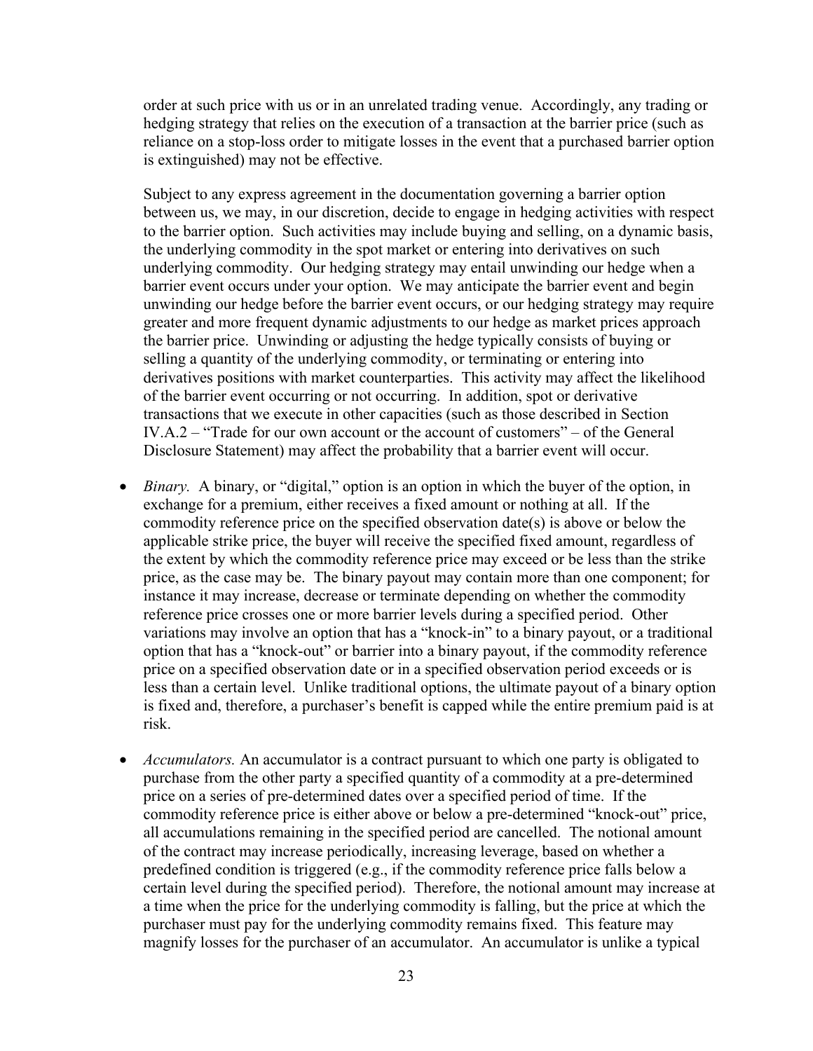order at such price with us or in an unrelated trading venue. Accordingly, any trading or hedging strategy that relies on the execution of a transaction at the barrier price (such as reliance on a stop-loss order to mitigate losses in the event that a purchased barrier option is extinguished) may not be effective.

Subject to any express agreement in the documentation governing a barrier option between us, we may, in our discretion, decide to engage in hedging activities with respect to the barrier option. Such activities may include buying and selling, on a dynamic basis, the underlying commodity in the spot market or entering into derivatives on such underlying commodity. Our hedging strategy may entail unwinding our hedge when a barrier event occurs under your option. We may anticipate the barrier event and begin unwinding our hedge before the barrier event occurs, or our hedging strategy may require greater and more frequent dynamic adjustments to our hedge as market prices approach the barrier price. Unwinding or adjusting the hedge typically consists of buying or selling a quantity of the underlying commodity, or terminating or entering into derivatives positions with market counterparties. This activity may affect the likelihood of the barrier event occurring or not occurring. In addition, spot or derivative transactions that we execute in other capacities (such as those described in Section IV.A.2 – "Trade for our own account or the account of customers" – of the General Disclosure Statement) may affect the probability that a barrier event will occur.

- *Binary.* A binary, or "digital," option is an option in which the buyer of the option, in exchange for a premium, either receives a fixed amount or nothing at all. If the commodity reference price on the specified observation date(s) is above or below the applicable strike price, the buyer will receive the specified fixed amount, regardless of the extent by which the commodity reference price may exceed or be less than the strike price, as the case may be. The binary payout may contain more than one component; for instance it may increase, decrease or terminate depending on whether the commodity reference price crosses one or more barrier levels during a specified period. Other variations may involve an option that has a "knock-in" to a binary payout, or a traditional option that has a "knock-out" or barrier into a binary payout, if the commodity reference price on a specified observation date or in a specified observation period exceeds or is less than a certain level. Unlike traditional options, the ultimate payout of a binary option is fixed and, therefore, a purchaser's benefit is capped while the entire premium paid is at risk.

- *Accumulators.* An accumulator is a contract pursuant to which one party is obligated to purchase from the other party a specified quantity of a commodity at a pre-determined price on a series of pre-determined dates over a specified period of time. If the commodity reference price is either above or below a pre-determined "knock-out" price, all accumulations remaining in the specified period are cancelled. The notional amount of the contract may increase periodically, increasing leverage, based on whether a predefined condition is triggered (e.g., if the commodity reference price falls below a certain level during the specified period). Therefore, the notional amount may increase at a time when the price for the underlying commodity is falling, but the price at which the purchaser must pay for the underlying commodity remains fixed. This feature may magnify losses for the purchaser of an accumulator. An accumulator is unlike a typical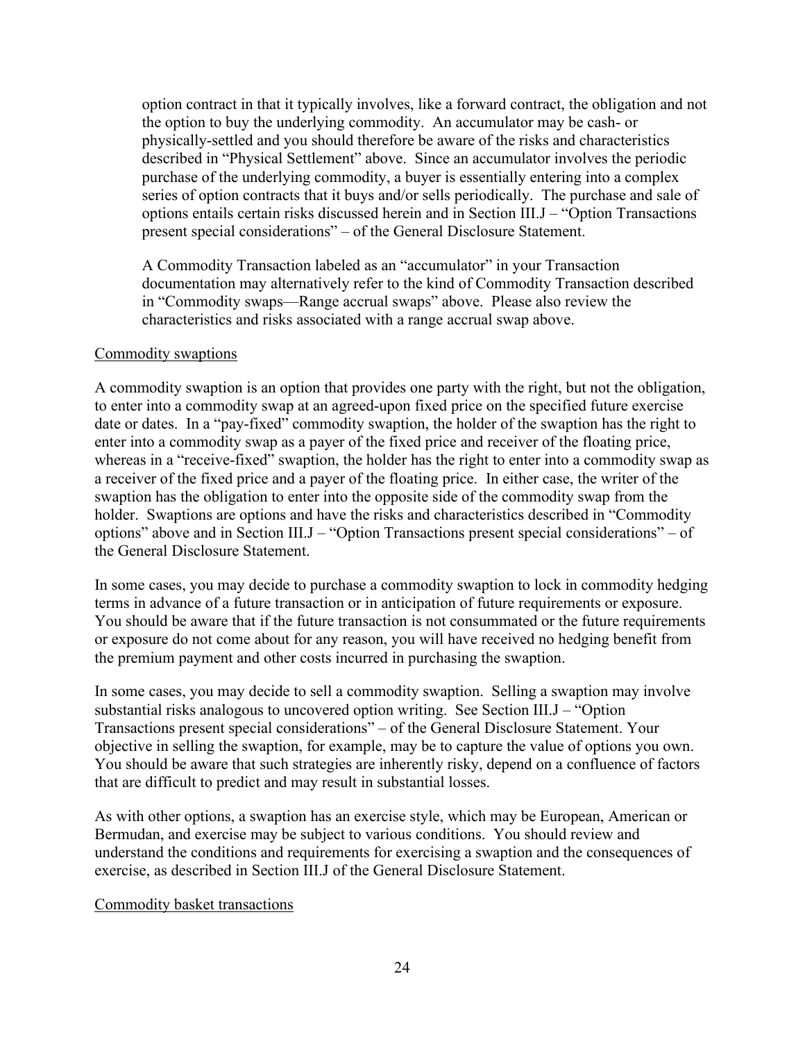option contract in that it typically involves, like a forward contract, the obligation and not the option to buy the underlying commodity. An accumulator may be cash- or physically-settled and you should therefore be aware of the risks and characteristics described in "Physical Settlement" above. Since an accumulator involves the periodic purchase of the underlying commodity, a buyer is essentially entering into a complex series of option contracts that it buys and/or sells periodically. The purchase and sale of options entails certain risks discussed herein and in Section III.J – "Option Transactions present special considerations" – of the General Disclosure Statement.

A Commodity Transaction labeled as an "accumulator" in your Transaction documentation may alternatively refer to the kind of Commodity Transaction described in "Commodity swaps—Range accrual swaps" above. Please also review the characteristics and risks associated with a range accrual swap above.

Commodity swaptions

A commodity swaption is an option that provides one party with the right, but not the obligation, to enter into a commodity swap at an agreed-upon fixed price on the specified future exercise date or dates. In a "pay-fixed" commodity swaption, the holder of the swaption has the right to enter into a commodity swap as a payer of the fixed price and receiver of the floating price, whereas in a "receive-fixed" swaption, the holder has the right to enter into a commodity swap as a receiver of the fixed price and a payer of the floating price. In either case, the writer of the swaption has the obligation to enter into the opposite side of the commodity swap from the holder. Swaptions are options and have the risks and characteristics described in "Commodity options" above and in Section III.J – "Option Transactions present special considerations" – of the General Disclosure Statement.

In some cases, you may decide to purchase a commodity swaption to lock in commodity hedging terms in advance of a future transaction or in anticipation of future requirements or exposure. You should be aware that if the future transaction is not consummated or the future requirements or exposure do not come about for any reason, you will have received no hedging benefit from the premium payment and other costs incurred in purchasing the swaption.

In some cases, you may decide to sell a commodity swaption. Selling a swaption may involve substantial risks analogous to uncovered option writing. See Section III.J – "Option Transactions present special considerations" – of the General Disclosure Statement. Your objective in selling the swaption, for example, may be to capture the value of options you own. You should be aware that such strategies are inherently risky, depend on a confluence of factors that are difficult to predict and may result in substantial losses.

As with other options, a swaption has an exercise style, which may be European, American or Bermudan, and exercise may be subject to various conditions. You should review and understand the conditions and requirements for exercising a swaption and the consequences of exercise, as described in Section III.J of the General Disclosure Statement.

Commodity basket transactions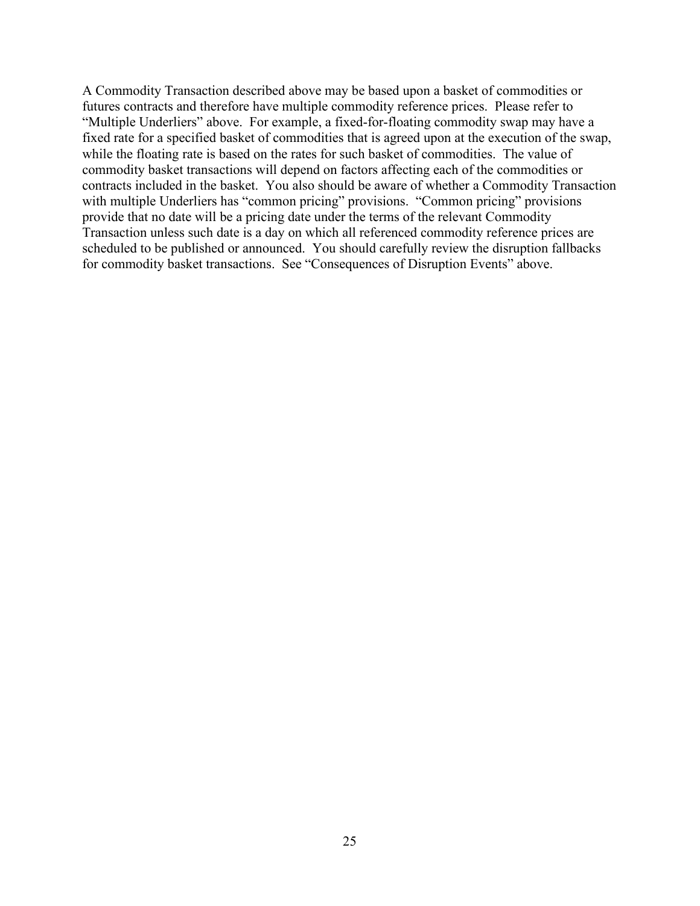A Commodity Transaction described above may be based upon a basket of commodities or futures contracts and therefore have multiple commodity reference prices. Please refer to "Multiple Underliers" above. For example, a fixed-for-floating commodity swap may have a fixed rate for a specified basket of commodities that is agreed upon at the execution of the swap, while the floating rate is based on the rates for such basket of commodities. The value of commodity basket transactions will depend on factors affecting each of the commodities or contracts included in the basket. You also should be aware of whether a Commodity Transaction with multiple Underliers has "common pricing" provisions. "Common pricing" provisions provide that no date will be a pricing date under the terms of the relevant Commodity Transaction unless such date is a day on which all referenced commodity reference prices are scheduled to be published or announced. You should carefully review the disruption fallbacks for commodity basket transactions. See "Consequences of Disruption Events" above.